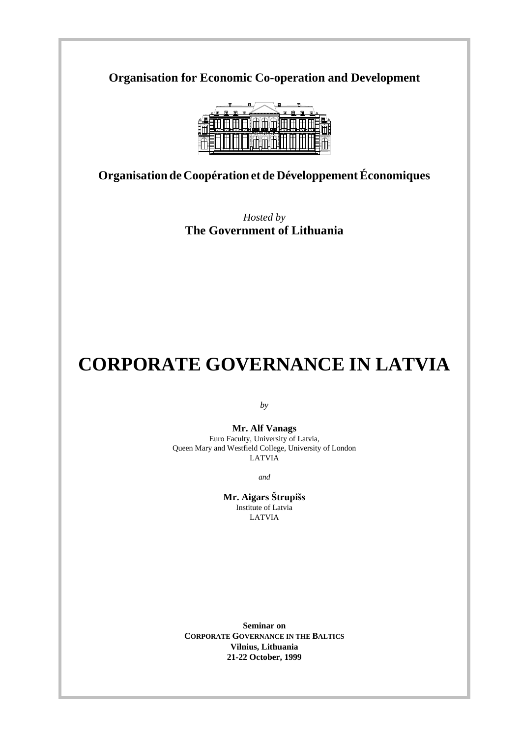**Organisation for Economic Co-operation and Development**

**Organisation de Coopération et de Développement Économiques**

*Hosted by*
**The Government of Lithuania**

# CORPORATE GOVERNANCE IN LATVIA

*by*

**Mr. Alf Vanags**
Euro Faculty, University of Latvia,
Queen Mary and Westfield College, University of London
LATVIA

*and*

**Mr. Aigars Štrupišs**
Institute of Latvia
LATVIA

**Seminar on**
**CORPORATE GOVERNANCE IN THE BALTICS**
**Vilnius, Lithuania**
**21-22 October, 1999**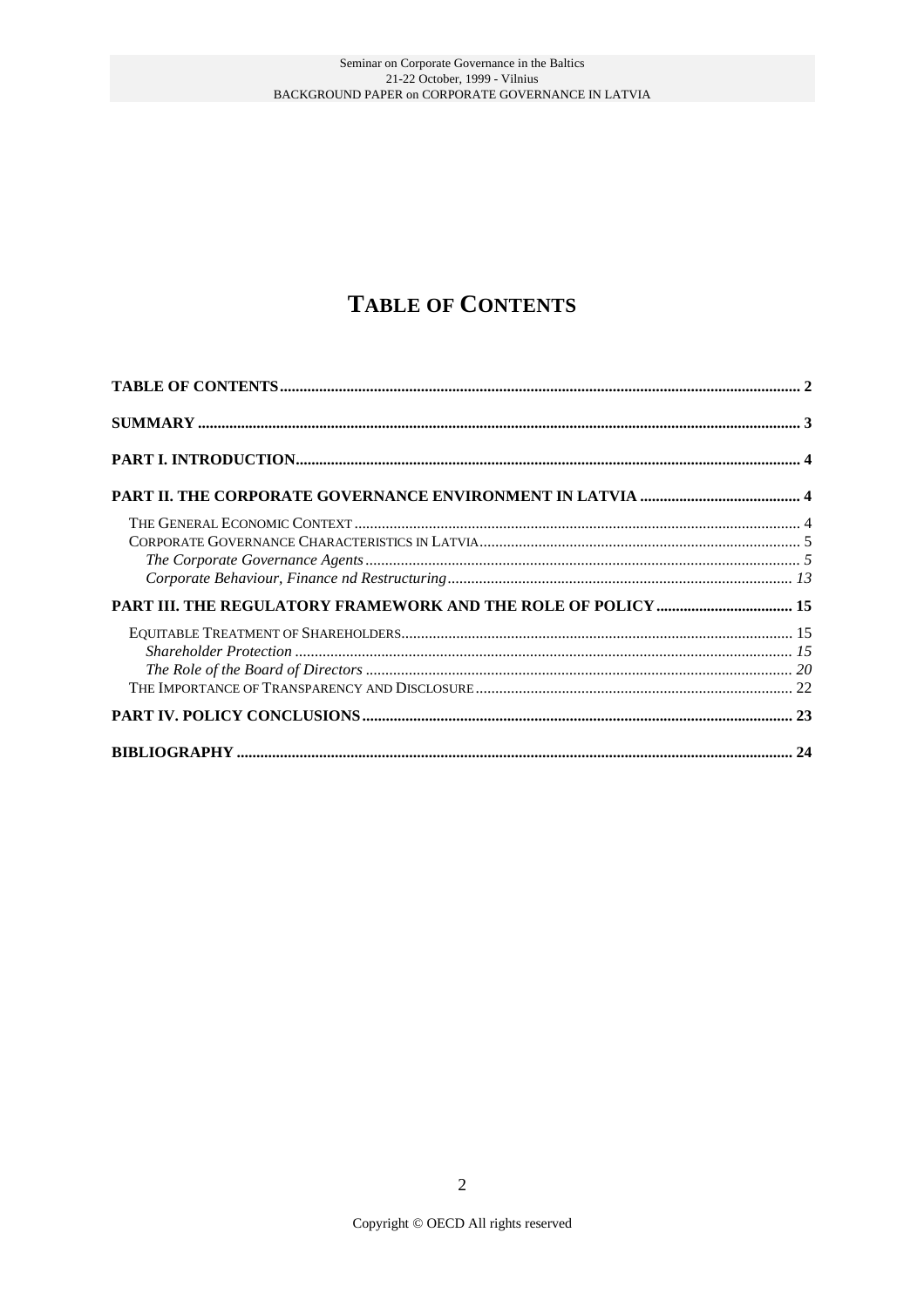# TABLE OF CONTENTS

**TABLE OF CONTENTS** ............ 2

**SUMMARY** ............ 3

**PART I. INTRODUCTION** ............ 4

**PART II. THE CORPORATE GOVERNANCE ENVIRONMENT IN LATVIA** ............ 4

- THE GENERAL ECONOMIC CONTEXT ............ 4
- CORPORATE GOVERNANCE CHARACTERISTICS IN LATVIA ............ 5
  - *The Corporate Governance Agents* ............ *5*
  - *Corporate Behaviour, Finance nd Restructuring* ............ *13*

**PART III. THE REGULATORY FRAMEWORK AND THE ROLE OF POLICY** ............ 15

- EQUITABLE TREATMENT OF SHAREHOLDERS ............ 15
  - *Shareholder Protection* ............ *15*
  - *The Role of the Board of Directors* ............ *20*
- THE IMPORTANCE OF TRANSPARENCY AND DISCLOSURE ............ 22

**PART IV. POLICY CONCLUSIONS** ............ 23

**BIBLIOGRAPHY** ............ 24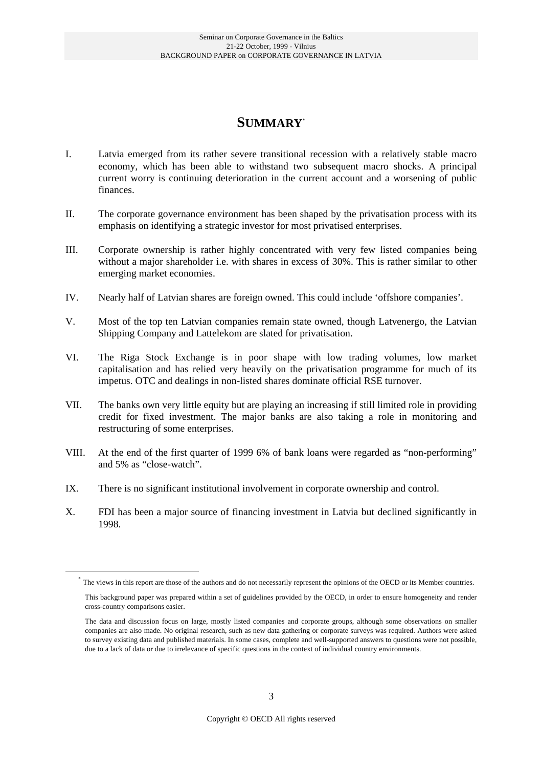# SUMMARY*

I. Latvia emerged from its rather severe transitional recession with a relatively stable macro economy, which has been able to withstand two subsequent macro shocks. A principal current worry is continuing deterioration in the current account and a worsening of public finances.

II. The corporate governance environment has been shaped by the privatisation process with its emphasis on identifying a strategic investor for most privatised enterprises.

III. Corporate ownership is rather highly concentrated with very few listed companies being without a major shareholder i.e. with shares in excess of 30%. This is rather similar to other emerging market economies.

IV. Nearly half of Latvian shares are foreign owned. This could include 'offshore companies'.

V. Most of the top ten Latvian companies remain state owned, though Latvenergo, the Latvian Shipping Company and Lattelekom are slated for privatisation.

VI. The Riga Stock Exchange is in poor shape with low trading volumes, low market capitalisation and has relied very heavily on the privatisation programme for much of its impetus. OTC and dealings in non-listed shares dominate official RSE turnover.

VII. The banks own very little equity but are playing an increasing if still limited role in providing credit for fixed investment. The major banks are also taking a role in monitoring and restructuring of some enterprises.

VIII. At the end of the first quarter of 1999 6% of bank loans were regarded as "non-performing" and 5% as "close-watch".

IX. There is no significant institutional involvement in corporate ownership and control.

X. FDI has been a major source of financing investment in Latvia but declined significantly in 1998.

---

* The views in this report are those of the authors and do not necessarily represent the opinions of the OECD or its Member countries.

This background paper was prepared within a set of guidelines provided by the OECD, in order to ensure homogeneity and render cross-country comparisons easier.

The data and discussion focus on large, mostly listed companies and corporate groups, although some observations on smaller companies are also made. No original research, such as new data gathering or corporate surveys was required. Authors were asked to survey existing data and published materials. In some cases, complete and well-supported answers to questions were not possible, due to a lack of data or due to irrelevance of specific questions in the context of individual country environments.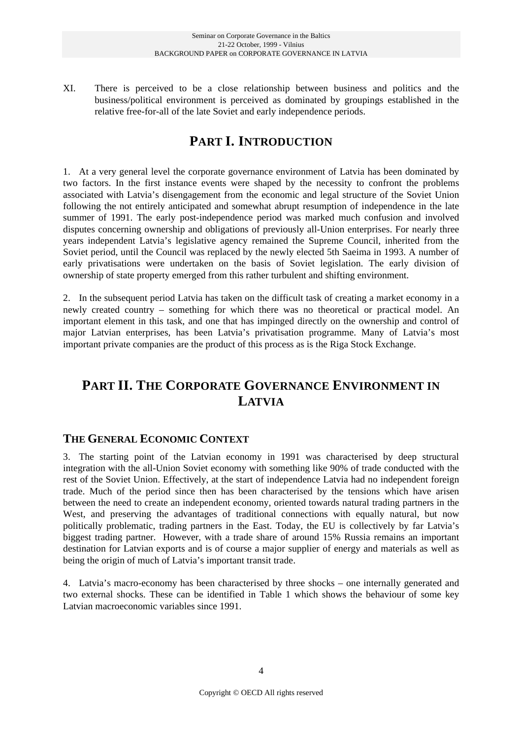XI. There is perceived to be a close relationship between business and politics and the business/political environment is perceived as dominated by groupings established in the relative free-for-all of the late Soviet and early independence periods.

# PART I. INTRODUCTION

1. At a very general level the corporate governance environment of Latvia has been dominated by two factors. In the first instance events were shaped by the necessity to confront the problems associated with Latvia's disengagement from the economic and legal structure of the Soviet Union following the not entirely anticipated and somewhat abrupt resumption of independence in the late summer of 1991. The early post-independence period was marked much confusion and involved disputes concerning ownership and obligations of previously all-Union enterprises. For nearly three years independent Latvia's legislative agency remained the Supreme Council, inherited from the Soviet period, until the Council was replaced by the newly elected 5th Saeima in 1993. A number of early privatisations were undertaken on the basis of Soviet legislation. The early division of ownership of state property emerged from this rather turbulent and shifting environment.

2. In the subsequent period Latvia has taken on the difficult task of creating a market economy in a newly created country – something for which there was no theoretical or practical model. An important element in this task, and one that has impinged directly on the ownership and control of major Latvian enterprises, has been Latvia's privatisation programme. Many of Latvia's most important private companies are the product of this process as is the Riga Stock Exchange.

# PART II. THE CORPORATE GOVERNANCE ENVIRONMENT IN LATVIA

## THE GENERAL ECONOMIC CONTEXT

3. The starting point of the Latvian economy in 1991 was characterised by deep structural integration with the all-Union Soviet economy with something like 90% of trade conducted with the rest of the Soviet Union. Effectively, at the start of independence Latvia had no independent foreign trade. Much of the period since then has been characterised by the tensions which have arisen between the need to create an independent economy, oriented towards natural trading partners in the West, and preserving the advantages of traditional connections with equally natural, but now politically problematic, trading partners in the East. Today, the EU is collectively by far Latvia's biggest trading partner. However, with a trade share of around 15% Russia remains an important destination for Latvian exports and is of course a major supplier of energy and materials as well as being the origin of much of Latvia's important transit trade.

4. Latvia's macro-economy has been characterised by three shocks – one internally generated and two external shocks. These can be identified in Table 1 which shows the behaviour of some key Latvian macroeconomic variables since 1991.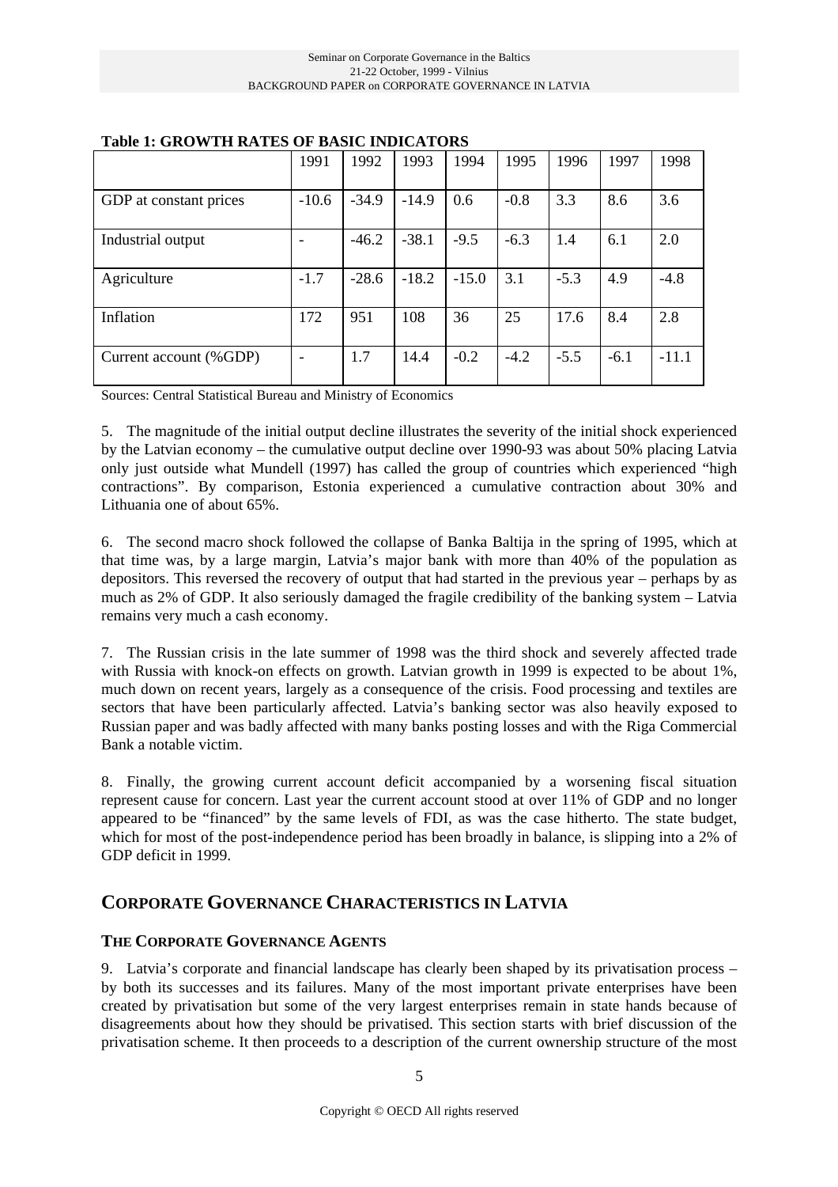**Table 1: GROWTH RATES OF BASIC INDICATORS**

| | 1991 | 1992 | 1993 | 1994 | 1995 | 1996 | 1997 | 1998 |
|---|---|---|---|---|---|---|---|---|
| GDP at constant prices | -10.6 | -34.9 | -14.9 | 0.6 | -0.8 | 3.3 | 8.6 | 3.6 |
| Industrial output | - | -46.2 | -38.1 | -9.5 | -6.3 | 1.4 | 6.1 | 2.0 |
| Agriculture | -1.7 | -28.6 | -18.2 | -15.0 | 3.1 | -5.3 | 4.9 | -4.8 |
| Inflation | 172 | 951 | 108 | 36 | 25 | 17.6 | 8.4 | 2.8 |
| Current account (%GDP) | - | 1.7 | 14.4 | -0.2 | -4.2 | -5.5 | -6.1 | -11.1 |

Sources: Central Statistical Bureau and Ministry of Economics

5. The magnitude of the initial output decline illustrates the severity of the initial shock experienced by the Latvian economy – the cumulative output decline over 1990-93 was about 50% placing Latvia only just outside what Mundell (1997) has called the group of countries which experienced "high contractions". By comparison, Estonia experienced a cumulative contraction about 30% and Lithuania one of about 65%.

6. The second macro shock followed the collapse of Banka Baltija in the spring of 1995, which at that time was, by a large margin, Latvia's major bank with more than 40% of the population as depositors. This reversed the recovery of output that had started in the previous year – perhaps by as much as 2% of GDP. It also seriously damaged the fragile credibility of the banking system – Latvia remains very much a cash economy.

7. The Russian crisis in the late summer of 1998 was the third shock and severely affected trade with Russia with knock-on effects on growth. Latvian growth in 1999 is expected to be about 1%, much down on recent years, largely as a consequence of the crisis. Food processing and textiles are sectors that have been particularly affected. Latvia's banking sector was also heavily exposed to Russian paper and was badly affected with many banks posting losses and with the Riga Commercial Bank a notable victim.

8. Finally, the growing current account deficit accompanied by a worsening fiscal situation represent cause for concern. Last year the current account stood at over 11% of GDP and no longer appeared to be "financed" by the same levels of FDI, as was the case hitherto. The state budget, which for most of the post-independence period has been broadly in balance, is slipping into a 2% of GDP deficit in 1999.

## CORPORATE GOVERNANCE CHARACTERISTICS IN LATVIA

### THE CORPORATE GOVERNANCE AGENTS

9. Latvia's corporate and financial landscape has clearly been shaped by its privatisation process – by both its successes and its failures. Many of the most important private enterprises have been created by privatisation but some of the very largest enterprises remain in state hands because of disagreements about how they should be privatised. This section starts with brief discussion of the privatisation scheme. It then proceeds to a description of the current ownership structure of the most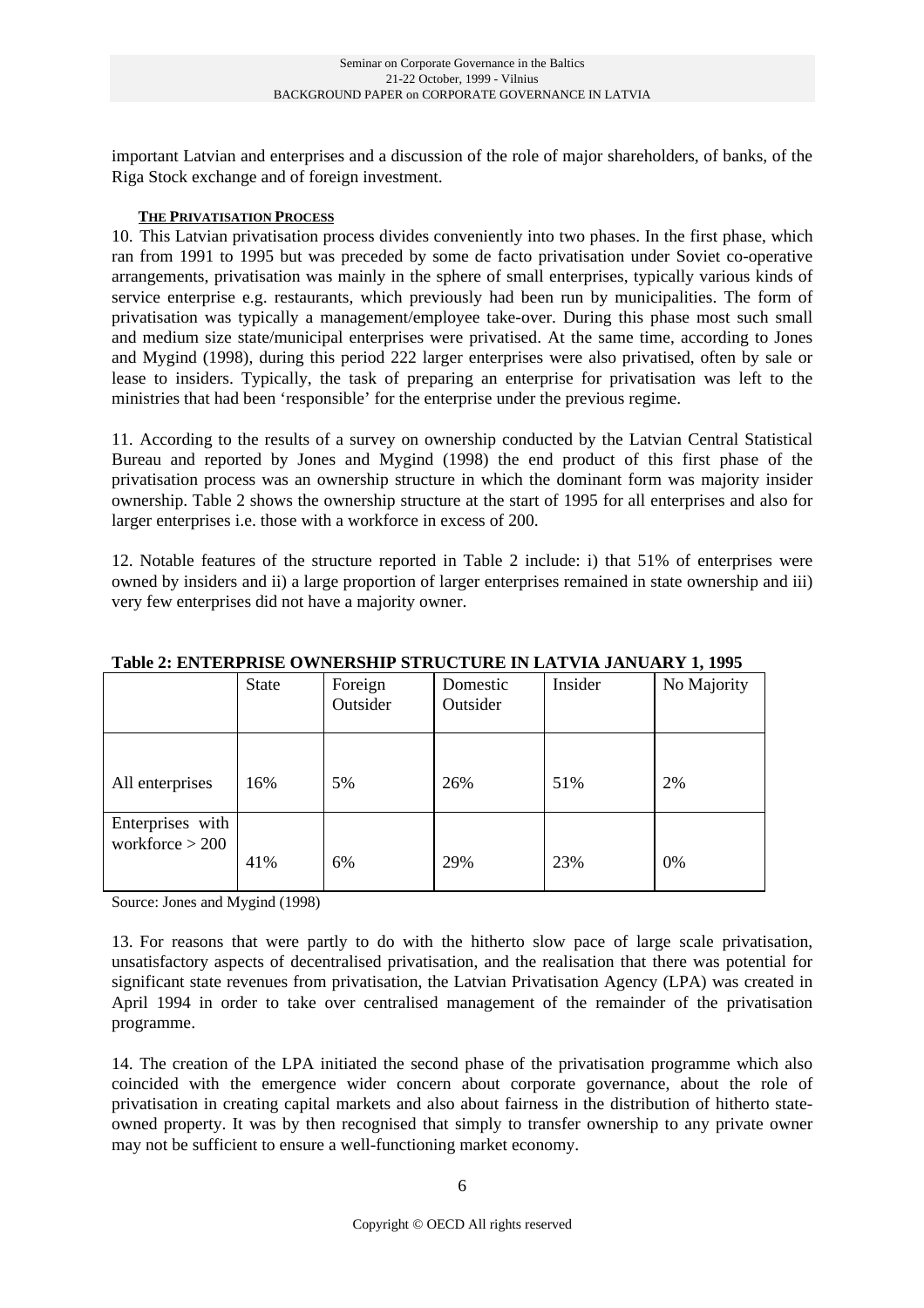important Latvian and enterprises and a discussion of the role of major shareholders, of banks, of the Riga Stock exchange and of foreign investment.

#### THE PRIVATISATION PROCESS

10. This Latvian privatisation process divides conveniently into two phases. In the first phase, which ran from 1991 to 1995 but was preceded by some de facto privatisation under Soviet co-operative arrangements, privatisation was mainly in the sphere of small enterprises, typically various kinds of service enterprise e.g. restaurants, which previously had been run by municipalities. The form of privatisation was typically a management/employee take-over. During this phase most such small and medium size state/municipal enterprises were privatised. At the same time, according to Jones and Mygind (1998), during this period 222 larger enterprises were also privatised, often by sale or lease to insiders. Typically, the task of preparing an enterprise for privatisation was left to the ministries that had been 'responsible' for the enterprise under the previous regime.

11. According to the results of a survey on ownership conducted by the Latvian Central Statistical Bureau and reported by Jones and Mygind (1998) the end product of this first phase of the privatisation process was an ownership structure in which the dominant form was majority insider ownership. Table 2 shows the ownership structure at the start of 1995 for all enterprises and also for larger enterprises i.e. those with a workforce in excess of 200.

12. Notable features of the structure reported in Table 2 include: i) that 51% of enterprises were owned by insiders and ii) a large proportion of larger enterprises remained in state ownership and iii) very few enterprises did not have a majority owner.

**Table 2: ENTERPRISE OWNERSHIP STRUCTURE IN LATVIA JANUARY 1, 1995**

| | State | Foreign Outsider | Domestic Outsider | Insider | No Majority |
|---|---|---|---|---|---|
| All enterprises | 16% | 5% | 26% | 51% | 2% |
| Enterprises with workforce > 200 | 41% | 6% | 29% | 23% | 0% |

Source: Jones and Mygind (1998)

13. For reasons that were partly to do with the hitherto slow pace of large scale privatisation, unsatisfactory aspects of decentralised privatisation, and the realisation that there was potential for significant state revenues from privatisation, the Latvian Privatisation Agency (LPA) was created in April 1994 in order to take over centralised management of the remainder of the privatisation programme.

14. The creation of the LPA initiated the second phase of the privatisation programme which also coincided with the emergence wider concern about corporate governance, about the role of privatisation in creating capital markets and also about fairness in the distribution of hitherto state-owned property. It was by then recognised that simply to transfer ownership to any private owner may not be sufficient to ensure a well-functioning market economy.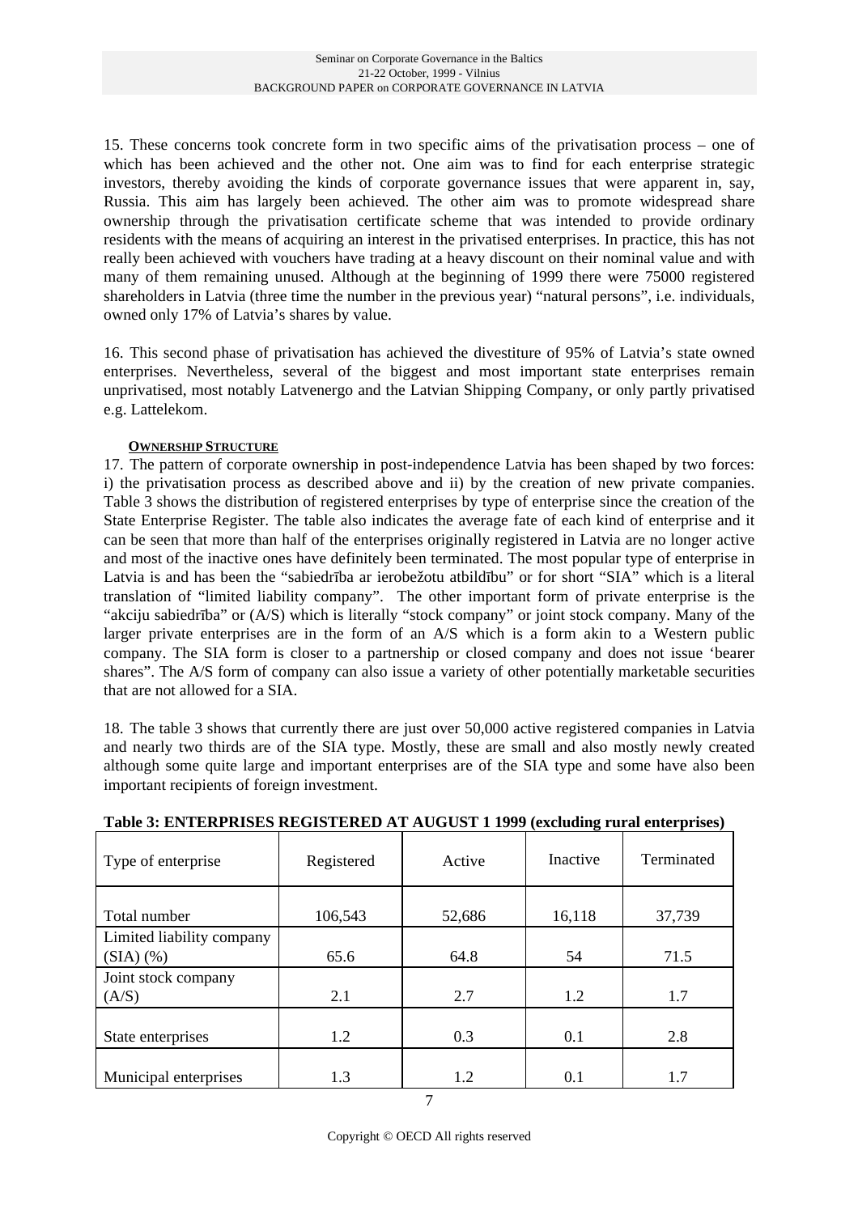15. These concerns took concrete form in two specific aims of the privatisation process – one of which has been achieved and the other not. One aim was to find for each enterprise strategic investors, thereby avoiding the kinds of corporate governance issues that were apparent in, say, Russia. This aim has largely been achieved. The other aim was to promote widespread share ownership through the privatisation certificate scheme that was intended to provide ordinary residents with the means of acquiring an interest in the privatised enterprises. In practice, this has not really been achieved with vouchers have trading at a heavy discount on their nominal value and with many of them remaining unused. Although at the beginning of 1999 there were 75000 registered shareholders in Latvia (three time the number in the previous year) "natural persons", i.e. individuals, owned only 17% of Latvia's shares by value.

16. This second phase of privatisation has achieved the divestiture of 95% of Latvia's state owned enterprises. Nevertheless, several of the biggest and most important state enterprises remain unprivatised, most notably Latvenergo and the Latvian Shipping Company, or only partly privatised e.g. Lattelekom.

### OWNERSHIP STRUCTURE

17. The pattern of corporate ownership in post-independence Latvia has been shaped by two forces: i) the privatisation process as described above and ii) by the creation of new private companies. Table 3 shows the distribution of registered enterprises by type of enterprise since the creation of the State Enterprise Register. The table also indicates the average fate of each kind of enterprise and it can be seen that more than half of the enterprises originally registered in Latvia are no longer active and most of the inactive ones have definitely been terminated. The most popular type of enterprise in Latvia is and has been the "sabiedrība ar ierobežotu atbildību" or for short "SIA" which is a literal translation of "limited liability company". The other important form of private enterprise is the "akciju sabiedrība" or (A/S) which is literally "stock company" or joint stock company. Many of the larger private enterprises are in the form of an A/S which is a form akin to a Western public company. The SIA form is closer to a partnership or closed company and does not issue 'bearer shares". The A/S form of company can also issue a variety of other potentially marketable securities that are not allowed for a SIA.

18. The table 3 shows that currently there are just over 50,000 active registered companies in Latvia and nearly two thirds are of the SIA type. Mostly, these are small and also mostly newly created although some quite large and important enterprises are of the SIA type and some have also been important recipients of foreign investment.

**Table 3: ENTERPRISES REGISTERED AT AUGUST 1 1999 (excluding rural enterprises)**

| Type of enterprise | Registered | Active | Inactive | Terminated |
|---|---|---|---|---|
| Total number | 106,543 | 52,686 | 16,118 | 37,739 |
| Limited liability company (SIA) (%) | 65.6 | 64.8 | 54 | 71.5 |
| Joint stock company (A/S) | 2.1 | 2.7 | 1.2 | 1.7 |
| State enterprises | 1.2 | 0.3 | 0.1 | 2.8 |
| Municipal enterprises | 1.3 | 1.2 | 0.1 | 1.7 |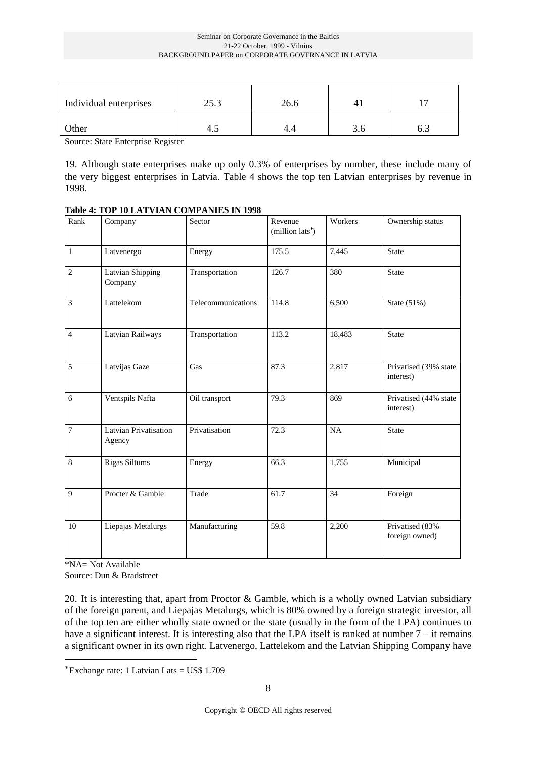| Individual enterprises | 25.3 | 26.6 | 41 | 17 |
|---|---|---|---|---|
| Other | 4.5 | 4.4 | 3.6 | 6.3 |

Source: State Enterprise Register

19. Although state enterprises make up only 0.3% of enterprises by number, these include many of the very biggest enterprises in Latvia. Table 4 shows the top ten Latvian enterprises by revenue in 1998.

**Table 4: TOP 10 LATVIAN COMPANIES IN 1998**

| Rank | Company | Sector | Revenue (million lats*) | Workers | Ownership status |
|---|---|---|---|---|---|
| 1 | Latvenergo | Energy | 175.5 | 7,445 | State |
| 2 | Latvian Shipping Company | Transportation | 126.7 | 380 | State |
| 3 | Lattelekom | Telecommunications | 114.8 | 6,500 | State (51%) |
| 4 | Latvian Railways | Transportation | 113.2 | 18,483 | State |
| 5 | Latvijas Gaze | Gas | 87.3 | 2,817 | Privatised (39% state interest) |
| 6 | Ventspils Nafta | Oil transport | 79.3 | 869 | Privatised (44% state interest) |
| 7 | Latvian Privatisation Agency | Privatisation | 72.3 | NA | State |
| 8 | Rigas Siltums | Energy | 66.3 | 1,755 | Municipal |
| 9 | Procter & Gamble | Trade | 61.7 | 34 | Foreign |
| 10 | Liepajas Metalurgs | Manufacturing | 59.8 | 2,200 | Privatised (83% foreign owned) |

*NA= Not Available

Source: Dun & Bradstreet

20. It is interesting that, apart from Proctor & Gamble, which is a wholly owned Latvian subsidiary of the foreign parent, and Liepajas Metalurgs, which is 80% owned by a foreign strategic investor, all of the top ten are either wholly state owned or the state (usually in the form of the LPA) continues to have a significant interest. It is interesting also that the LPA itself is ranked at number 7 – it remains a significant owner in its own right. Latvenergo, Lattelekom and the Latvian Shipping Company have

* Exchange rate: 1 Latvian Lats = US$ 1.709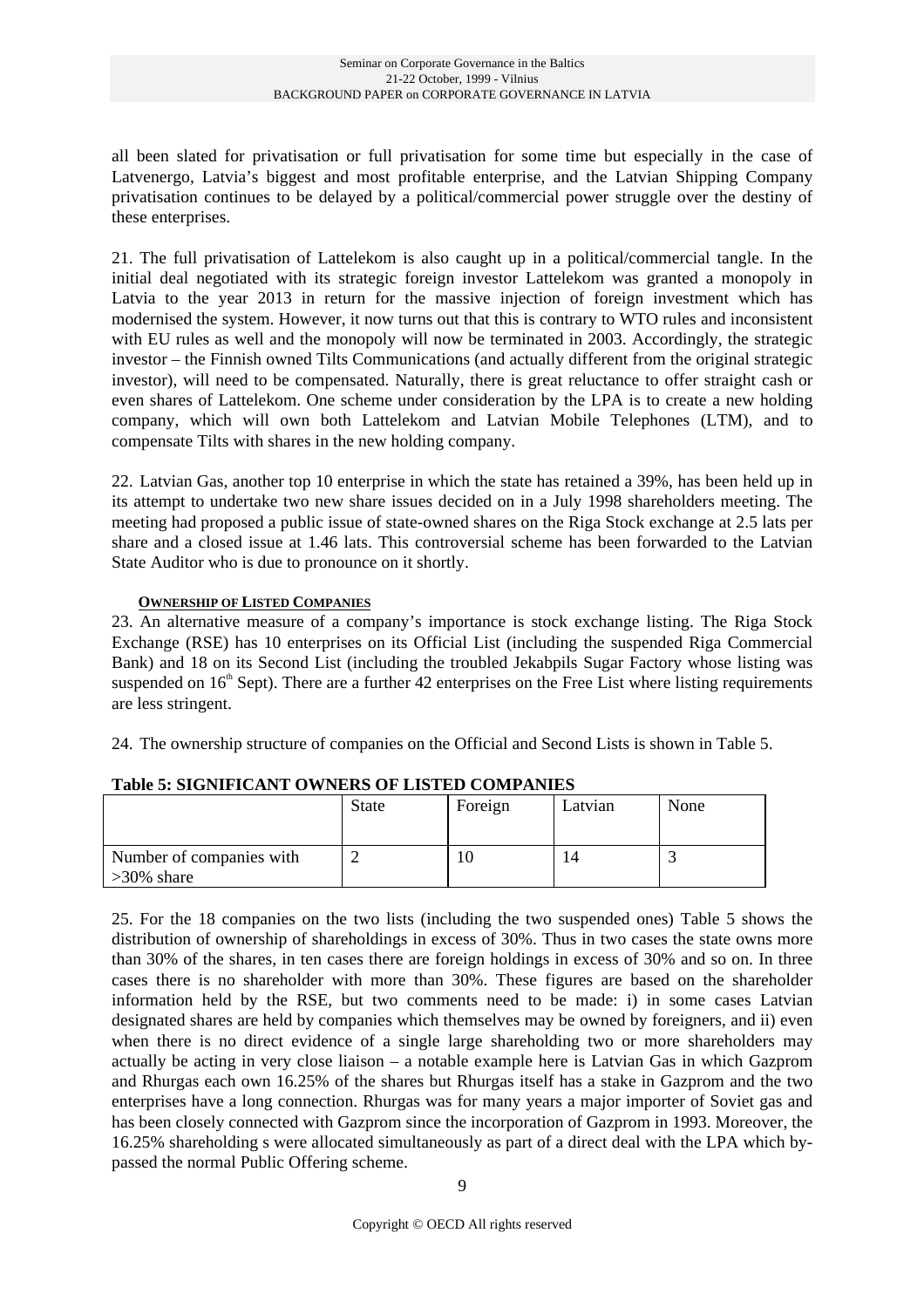all been slated for privatisation or full privatisation for some time but especially in the case of Latvenergo, Latvia's biggest and most profitable enterprise, and the Latvian Shipping Company privatisation continues to be delayed by a political/commercial power struggle over the destiny of these enterprises.

21. The full privatisation of Lattelekom is also caught up in a political/commercial tangle. In the initial deal negotiated with its strategic foreign investor Lattelekom was granted a monopoly in Latvia to the year 2013 in return for the massive injection of foreign investment which has modernised the system. However, it now turns out that this is contrary to WTO rules and inconsistent with EU rules as well and the monopoly will now be terminated in 2003. Accordingly, the strategic investor – the Finnish owned Tilts Communications (and actually different from the original strategic investor), will need to be compensated. Naturally, there is great reluctance to offer straight cash or even shares of Lattelekom. One scheme under consideration by the LPA is to create a new holding company, which will own both Lattelekom and Latvian Mobile Telephones (LTM), and to compensate Tilts with shares in the new holding company.

22. Latvian Gas, another top 10 enterprise in which the state has retained a 39%, has been held up in its attempt to undertake two new share issues decided on in a July 1998 shareholders meeting. The meeting had proposed a public issue of state-owned shares on the Riga Stock exchange at 2.5 lats per share and a closed issue at 1.46 lats. This controversial scheme has been forwarded to the Latvian State Auditor who is due to pronounce on it shortly.

### Ownership of Listed Companies

23. An alternative measure of a company's importance is stock exchange listing. The Riga Stock Exchange (RSE) has 10 enterprises on its Official List (including the suspended Riga Commercial Bank) and 18 on its Second List (including the troubled Jekabpils Sugar Factory whose listing was suspended on 16th Sept). There are a further 42 enterprises on the Free List where listing requirements are less stringent.

24. The ownership structure of companies on the Official and Second Lists is shown in Table 5.

**Table 5: SIGNIFICANT OWNERS OF LISTED COMPANIES**

| | State | Foreign | Latvian | None |
|---|---|---|---|---|
| Number of companies with >30% share | 2 | 10 | 14 | 3 |

25. For the 18 companies on the two lists (including the two suspended ones) Table 5 shows the distribution of ownership of shareholdings in excess of 30%. Thus in two cases the state owns more than 30% of the shares, in ten cases there are foreign holdings in excess of 30% and so on. In three cases there is no shareholder with more than 30%. These figures are based on the shareholder information held by the RSE, but two comments need to be made: i) in some cases Latvian designated shares are held by companies which themselves may be owned by foreigners, and ii) even when there is no direct evidence of a single large shareholding two or more shareholders may actually be acting in very close liaison – a notable example here is Latvian Gas in which Gazprom and Rhurgas each own 16.25% of the shares but Rhurgas itself has a stake in Gazprom and the two enterprises have a long connection. Rhurgas was for many years a major importer of Soviet gas and has been closely connected with Gazprom since the incorporation of Gazprom in 1993. Moreover, the 16.25% shareholding s were allocated simultaneously as part of a direct deal with the LPA which by-passed the normal Public Offering scheme.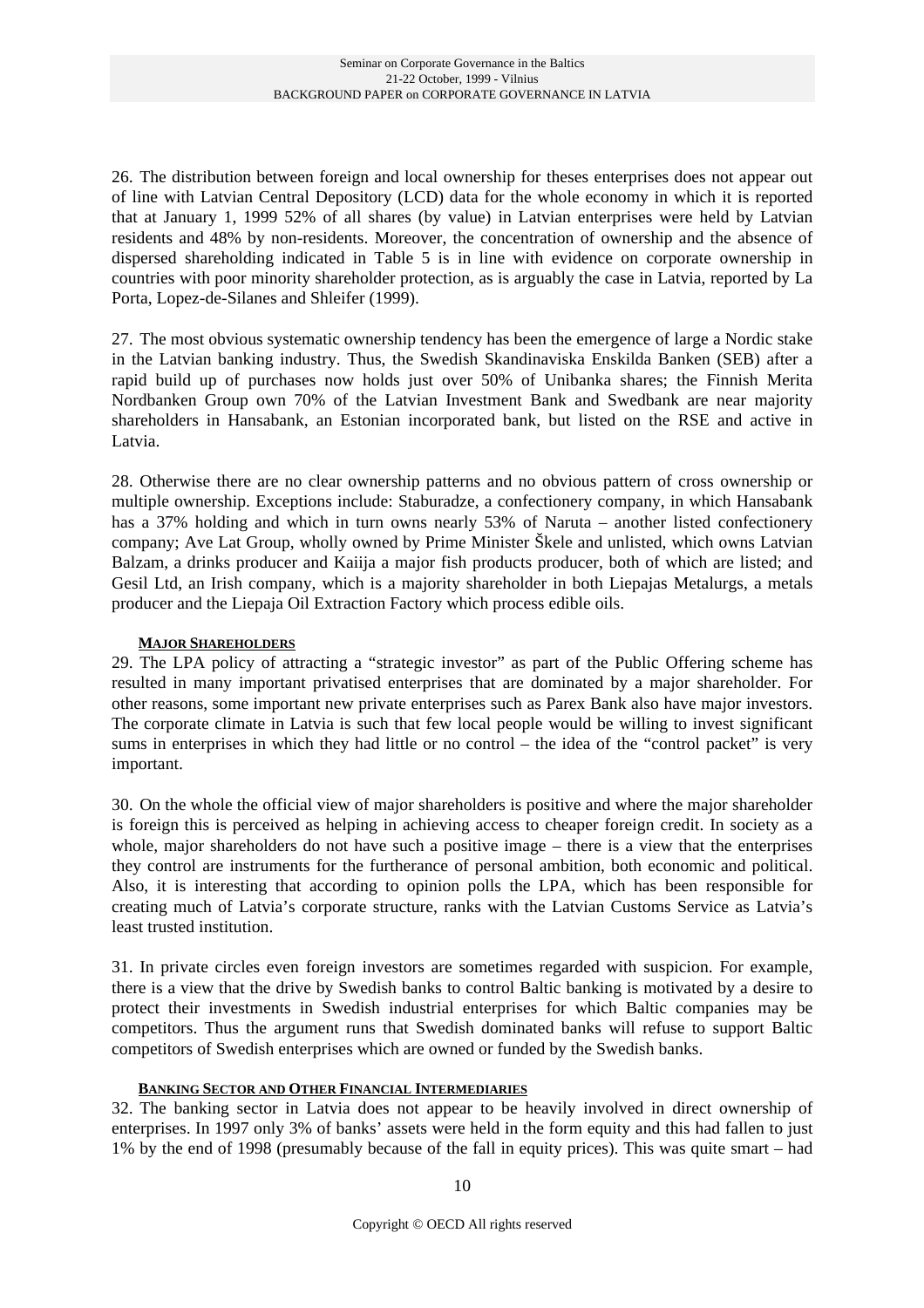26. The distribution between foreign and local ownership for theses enterprises does not appear out of line with Latvian Central Depository (LCD) data for the whole economy in which it is reported that at January 1, 1999 52% of all shares (by value) in Latvian enterprises were held by Latvian residents and 48% by non-residents. Moreover, the concentration of ownership and the absence of dispersed shareholding indicated in Table 5 is in line with evidence on corporate ownership in countries with poor minority shareholder protection, as is arguably the case in Latvia, reported by La Porta, Lopez-de-Silanes and Shleifer (1999).

27. The most obvious systematic ownership tendency has been the emergence of large a Nordic stake in the Latvian banking industry. Thus, the Swedish Skandinaviska Enskilda Banken (SEB) after a rapid build up of purchases now holds just over 50% of Unibanka shares; the Finnish Merita Nordbanken Group own 70% of the Latvian Investment Bank and Swedbank are near majority shareholders in Hansabank, an Estonian incorporated bank, but listed on the RSE and active in Latvia.

28. Otherwise there are no clear ownership patterns and no obvious pattern of cross ownership or multiple ownership. Exceptions include: Staburadze, a confectionery company, in which Hansabank has a 37% holding and which in turn owns nearly 53% of Naruta – another listed confectionery company; Ave Lat Group, wholly owned by Prime Minister Škele and unlisted, which owns Latvian Balzam, a drinks producer and Kaiija a major fish products producer, both of which are listed; and Gesil Ltd, an Irish company, which is a majority shareholder in both Liepajas Metalurgs, a metals producer and the Liepaja Oil Extraction Factory which process edible oils.

### MAJOR SHAREHOLDERS

29. The LPA policy of attracting a "strategic investor" as part of the Public Offering scheme has resulted in many important privatised enterprises that are dominated by a major shareholder. For other reasons, some important new private enterprises such as Parex Bank also have major investors. The corporate climate in Latvia is such that few local people would be willing to invest significant sums in enterprises in which they had little or no control – the idea of the "control packet" is very important.

30. On the whole the official view of major shareholders is positive and where the major shareholder is foreign this is perceived as helping in achieving access to cheaper foreign credit. In society as a whole, major shareholders do not have such a positive image – there is a view that the enterprises they control are instruments for the furtherance of personal ambition, both economic and political. Also, it is interesting that according to opinion polls the LPA, which has been responsible for creating much of Latvia's corporate structure, ranks with the Latvian Customs Service as Latvia's least trusted institution.

31. In private circles even foreign investors are sometimes regarded with suspicion. For example, there is a view that the drive by Swedish banks to control Baltic banking is motivated by a desire to protect their investments in Swedish industrial enterprises for which Baltic companies may be competitors. Thus the argument runs that Swedish dominated banks will refuse to support Baltic competitors of Swedish enterprises which are owned or funded by the Swedish banks.

### BANKING SECTOR AND OTHER FINANCIAL INTERMEDIARIES

32. The banking sector in Latvia does not appear to be heavily involved in direct ownership of enterprises. In 1997 only 3% of banks' assets were held in the form equity and this had fallen to just 1% by the end of 1998 (presumably because of the fall in equity prices). This was quite smart – had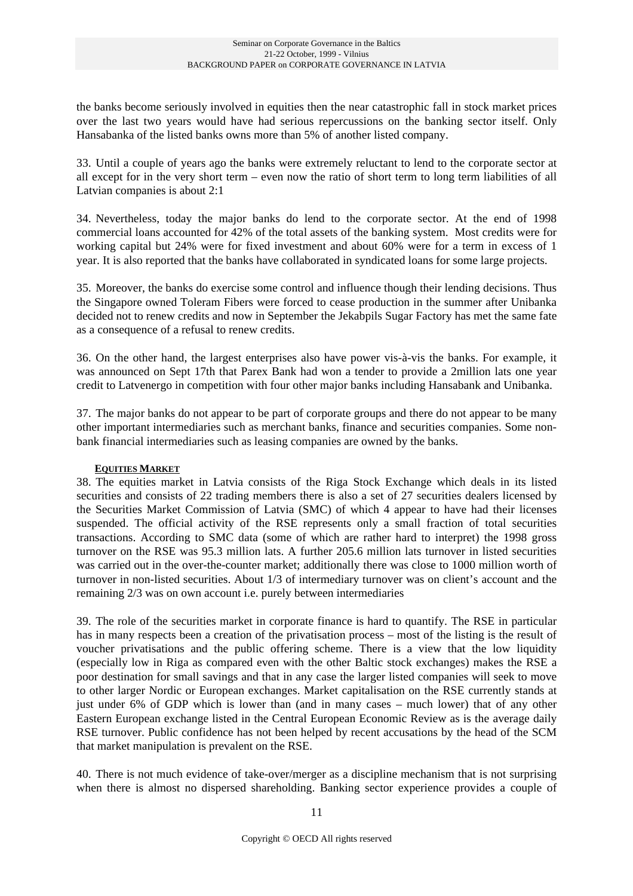the banks become seriously involved in equities then the near catastrophic fall in stock market prices over the last two years would have had serious repercussions on the banking sector itself. Only Hansabanka of the listed banks owns more than 5% of another listed company.

33. Until a couple of years ago the banks were extremely reluctant to lend to the corporate sector at all except for in the very short term – even now the ratio of short term to long term liabilities of all Latvian companies is about 2:1

34. Nevertheless, today the major banks do lend to the corporate sector. At the end of 1998 commercial loans accounted for 42% of the total assets of the banking system. Most credits were for working capital but 24% were for fixed investment and about 60% were for a term in excess of 1 year. It is also reported that the banks have collaborated in syndicated loans for some large projects.

35. Moreover, the banks do exercise some control and influence though their lending decisions. Thus the Singapore owned Toleram Fibers were forced to cease production in the summer after Unibanka decided not to renew credits and now in September the Jekabpils Sugar Factory has met the same fate as a consequence of a refusal to renew credits.

36. On the other hand, the largest enterprises also have power vis-à-vis the banks. For example, it was announced on Sept 17th that Parex Bank had won a tender to provide a 2million lats one year credit to Latvenergo in competition with four other major banks including Hansabank and Unibanka.

37. The major banks do not appear to be part of corporate groups and there do not appear to be many other important intermediaries such as merchant banks, finance and securities companies. Some non-bank financial intermediaries such as leasing companies are owned by the banks.

**EQUITIES MARKET**

38. The equities market in Latvia consists of the Riga Stock Exchange which deals in its listed securities and consists of 22 trading members there is also a set of 27 securities dealers licensed by the Securities Market Commission of Latvia (SMC) of which 4 appear to have had their licenses suspended. The official activity of the RSE represents only a small fraction of total securities transactions. According to SMC data (some of which are rather hard to interpret) the 1998 gross turnover on the RSE was 95.3 million lats. A further 205.6 million lats turnover in listed securities was carried out in the over-the-counter market; additionally there was close to 1000 million worth of turnover in non-listed securities. About 1/3 of intermediary turnover was on client's account and the remaining 2/3 was on own account i.e. purely between intermediaries

39. The role of the securities market in corporate finance is hard to quantify. The RSE in particular has in many respects been a creation of the privatisation process – most of the listing is the result of voucher privatisations and the public offering scheme. There is a view that the low liquidity (especially low in Riga as compared even with the other Baltic stock exchanges) makes the RSE a poor destination for small savings and that in any case the larger listed companies will seek to move to other larger Nordic or European exchanges. Market capitalisation on the RSE currently stands at just under 6% of GDP which is lower than (and in many cases – much lower) that of any other Eastern European exchange listed in the Central European Economic Review as is the average daily RSE turnover. Public confidence has not been helped by recent accusations by the head of the SCM that market manipulation is prevalent on the RSE.

40. There is not much evidence of take-over/merger as a discipline mechanism that is not surprising when there is almost no dispersed shareholding. Banking sector experience provides a couple of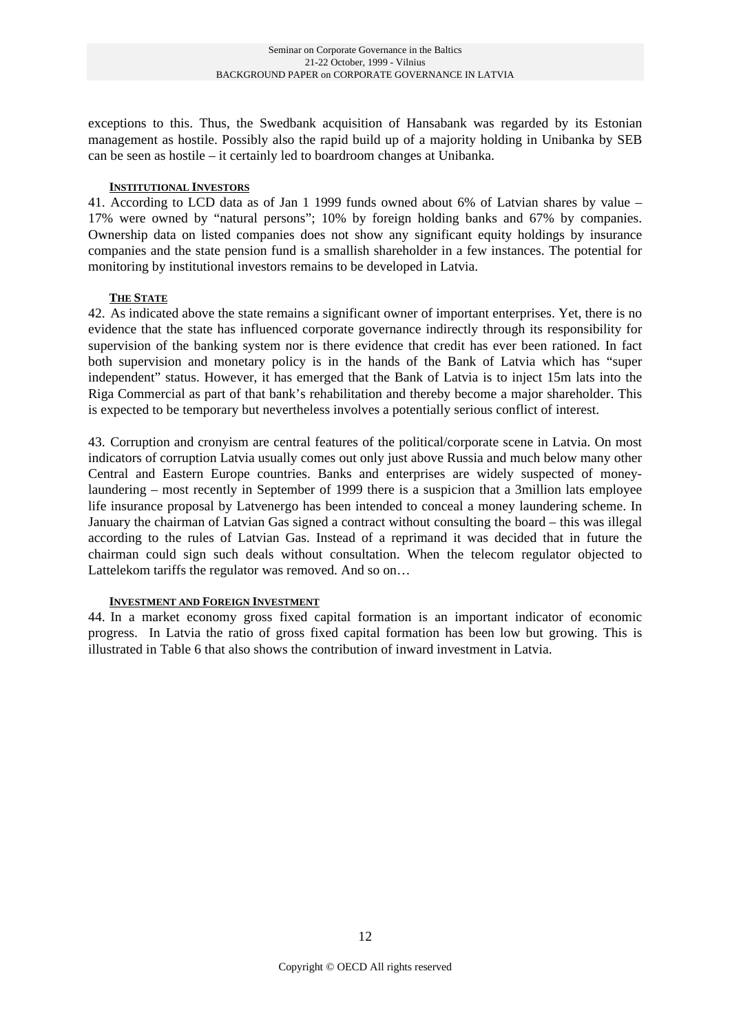exceptions to this. Thus, the Swedbank acquisition of Hansabank was regarded by its Estonian management as hostile. Possibly also the rapid build up of a majority holding in Unibanka by SEB can be seen as hostile – it certainly led to boardroom changes at Unibanka.

#### INSTITUTIONAL INVESTORS

41. According to LCD data as of Jan 1 1999 funds owned about 6% of Latvian shares by value – 17% were owned by "natural persons"; 10% by foreign holding banks and 67% by companies. Ownership data on listed companies does not show any significant equity holdings by insurance companies and the state pension fund is a smallish shareholder in a few instances. The potential for monitoring by institutional investors remains to be developed in Latvia.

#### THE STATE

42. As indicated above the state remains a significant owner of important enterprises. Yet, there is no evidence that the state has influenced corporate governance indirectly through its responsibility for supervision of the banking system nor is there evidence that credit has ever been rationed. In fact both supervision and monetary policy is in the hands of the Bank of Latvia which has "super independent" status. However, it has emerged that the Bank of Latvia is to inject 15m lats into the Riga Commercial as part of that bank's rehabilitation and thereby become a major shareholder. This is expected to be temporary but nevertheless involves a potentially serious conflict of interest.

43. Corruption and cronyism are central features of the political/corporate scene in Latvia. On most indicators of corruption Latvia usually comes out only just above Russia and much below many other Central and Eastern Europe countries. Banks and enterprises are widely suspected of money-laundering – most recently in September of 1999 there is a suspicion that a 3million lats employee life insurance proposal by Latvenergo has been intended to conceal a money laundering scheme. In January the chairman of Latvian Gas signed a contract without consulting the board – this was illegal according to the rules of Latvian Gas. Instead of a reprimand it was decided that in future the chairman could sign such deals without consultation. When the telecom regulator objected to Lattelekom tariffs the regulator was removed. And so on…

#### INVESTMENT AND FOREIGN INVESTMENT

44. In a market economy gross fixed capital formation is an important indicator of economic progress. In Latvia the ratio of gross fixed capital formation has been low but growing. This is illustrated in Table 6 that also shows the contribution of inward investment in Latvia.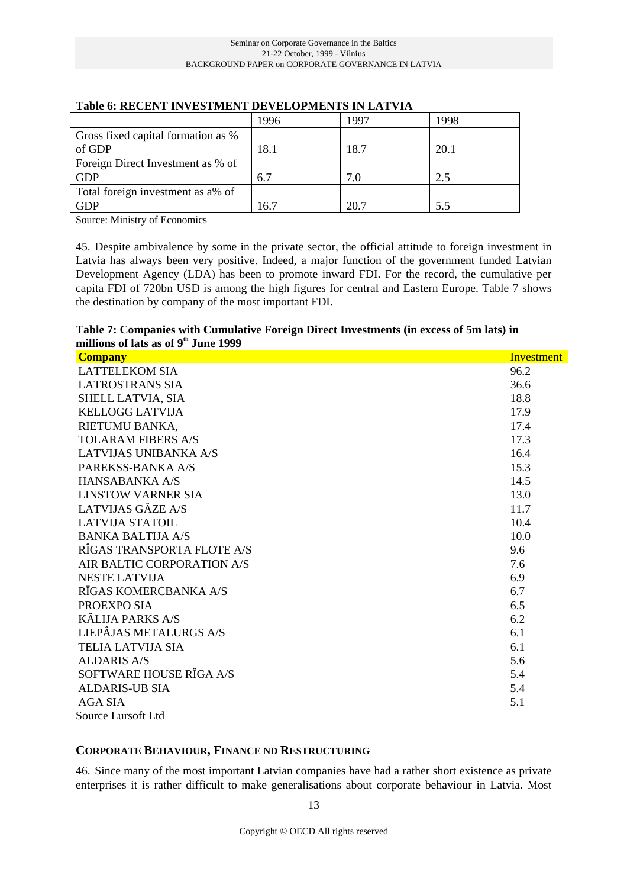**Table 6: RECENT INVESTMENT DEVELOPMENTS IN LATVIA**

| | 1996 | 1997 | 1998 |
|---|---|---|---|
| Gross fixed capital formation as % of GDP | 18.1 | 18.7 | 20.1 |
| Foreign Direct Investment as % of GDP | 6.7 | 7.0 | 2.5 |
| Total foreign investment as a% of GDP | 16.7 | 20.7 | 5.5 |

Source: Ministry of Economics

45. Despite ambivalence by some in the private sector, the official attitude to foreign investment in Latvia has always been very positive. Indeed, a major function of the government funded Latvian Development Agency (LDA) has been to promote inward FDI. For the record, the cumulative per capita FDI of 720bn USD is among the high figures for central and Eastern Europe. Table 7 shows the destination by company of the most important FDI.

**Table 7: Companies with Cumulative Foreign Direct Investments (in excess of 5m lats) in millions of lats as of 9th June 1999**

| Company | Investment |
|---|---|
| LATTELEKOM SIA | 96.2 |
| LATROSTRANS SIA | 36.6 |
| SHELL LATVIA, SIA | 18.8 |
| KELLOGG LATVIJA | 17.9 |
| RIETUMU BANKA, | 17.4 |
| TOLARAM FIBERS A/S | 17.3 |
| LATVIJAS UNIBANKA A/S | 16.4 |
| PAREKSS-BANKA A/S | 15.3 |
| HANSABANKA A/S | 14.5 |
| LINSTOW VARNER SIA | 13.0 |
| LATVIJAS GÂZE A/S | 11.7 |
| LATVIJA STATOIL | 10.4 |
| BANKA BALTIJA A/S | 10.0 |
| RÎGAS TRANSPORTA FLOTE A/S | 9.6 |
| AIR BALTIC CORPORATION A/S | 7.6 |
| NESTE LATVIJA | 6.9 |
| RĪGAS KOMERCBANKA A/S | 6.7 |
| PROEXPO SIA | 6.5 |
| KÂLIJA PARKS A/S | 6.2 |
| LIEPÂJAS METALURGS A/S | 6.1 |
| TELIA LATVIJA SIA | 6.1 |
| ALDARIS A/S | 5.6 |
| SOFTWARE HOUSE RÎGA A/S | 5.4 |
| ALDARIS-UB SIA | 5.4 |
| AGA SIA | 5.1 |

Source Lursoft Ltd

## CORPORATE BEHAVIOUR, FINANCE ND RESTRUCTURING

46. Since many of the most important Latvian companies have had a rather short existence as private enterprises it is rather difficult to make generalisations about corporate behaviour in Latvia. Most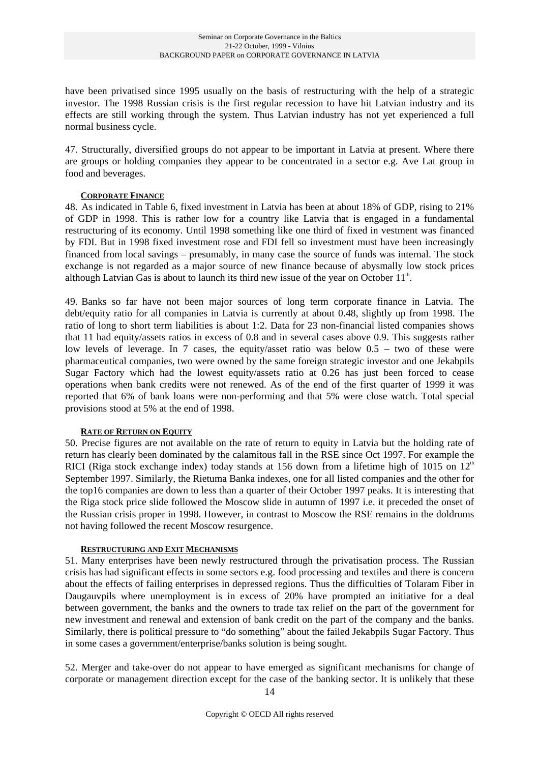have been privatised since 1995 usually on the basis of restructuring with the help of a strategic investor. The 1998 Russian crisis is the first regular recession to have hit Latvian industry and its effects are still working through the system. Thus Latvian industry has not yet experienced a full normal business cycle.

47. Structurally, diversified groups do not appear to be important in Latvia at present. Where there are groups or holding companies they appear to be concentrated in a sector e.g. Ave Lat group in food and beverages.

### CORPORATE FINANCE

48. As indicated in Table 6, fixed investment in Latvia has been at about 18% of GDP, rising to 21% of GDP in 1998. This is rather low for a country like Latvia that is engaged in a fundamental restructuring of its economy. Until 1998 something like one third of fixed in vestment was financed by FDI. But in 1998 fixed investment rose and FDI fell so investment must have been increasingly financed from local savings – presumably, in many case the source of funds was internal. The stock exchange is not regarded as a major source of new finance because of abysmally low stock prices although Latvian Gas is about to launch its third new issue of the year on October 11th.

49. Banks so far have not been major sources of long term corporate finance in Latvia. The debt/equity ratio for all companies in Latvia is currently at about 0.48, slightly up from 1998. The ratio of long to short term liabilities is about 1:2. Data for 23 non-financial listed companies shows that 11 had equity/assets ratios in excess of 0.8 and in several cases above 0.9. This suggests rather low levels of leverage. In 7 cases, the equity/asset ratio was below 0.5 – two of these were pharmaceutical companies, two were owned by the same foreign strategic investor and one Jekabpils Sugar Factory which had the lowest equity/assets ratio at 0.26 has just been forced to cease operations when bank credits were not renewed. As of the end of the first quarter of 1999 it was reported that 6% of bank loans were non-performing and that 5% were close watch. Total special provisions stood at 5% at the end of 1998.

### RATE OF RETURN ON EQUITY

50. Precise figures are not available on the rate of return to equity in Latvia but the holding rate of return has clearly been dominated by the calamitous fall in the RSE since Oct 1997. For example the RICI (Riga stock exchange index) today stands at 156 down from a lifetime high of 1015 on 12th September 1997. Similarly, the Rietuma Banka indexes, one for all listed companies and the other for the top16 companies are down to less than a quarter of their October 1997 peaks. It is interesting that the Riga stock price slide followed the Moscow slide in autumn of 1997 i.e. it preceded the onset of the Russian crisis proper in 1998. However, in contrast to Moscow the RSE remains in the doldrums not having followed the recent Moscow resurgence.

### RESTRUCTURING AND EXIT MECHANISMS

51. Many enterprises have been newly restructured through the privatisation process. The Russian crisis has had significant effects in some sectors e.g. food processing and textiles and there is concern about the effects of failing enterprises in depressed regions. Thus the difficulties of Tolaram Fiber in Daugauvpils where unemployment is in excess of 20% have prompted an initiative for a deal between government, the banks and the owners to trade tax relief on the part of the government for new investment and renewal and extension of bank credit on the part of the company and the banks. Similarly, there is political pressure to "do something" about the failed Jekabpils Sugar Factory. Thus in some cases a government/enterprise/banks solution is being sought.

52. Merger and take-over do not appear to have emerged as significant mechanisms for change of corporate or management direction except for the case of the banking sector. It is unlikely that these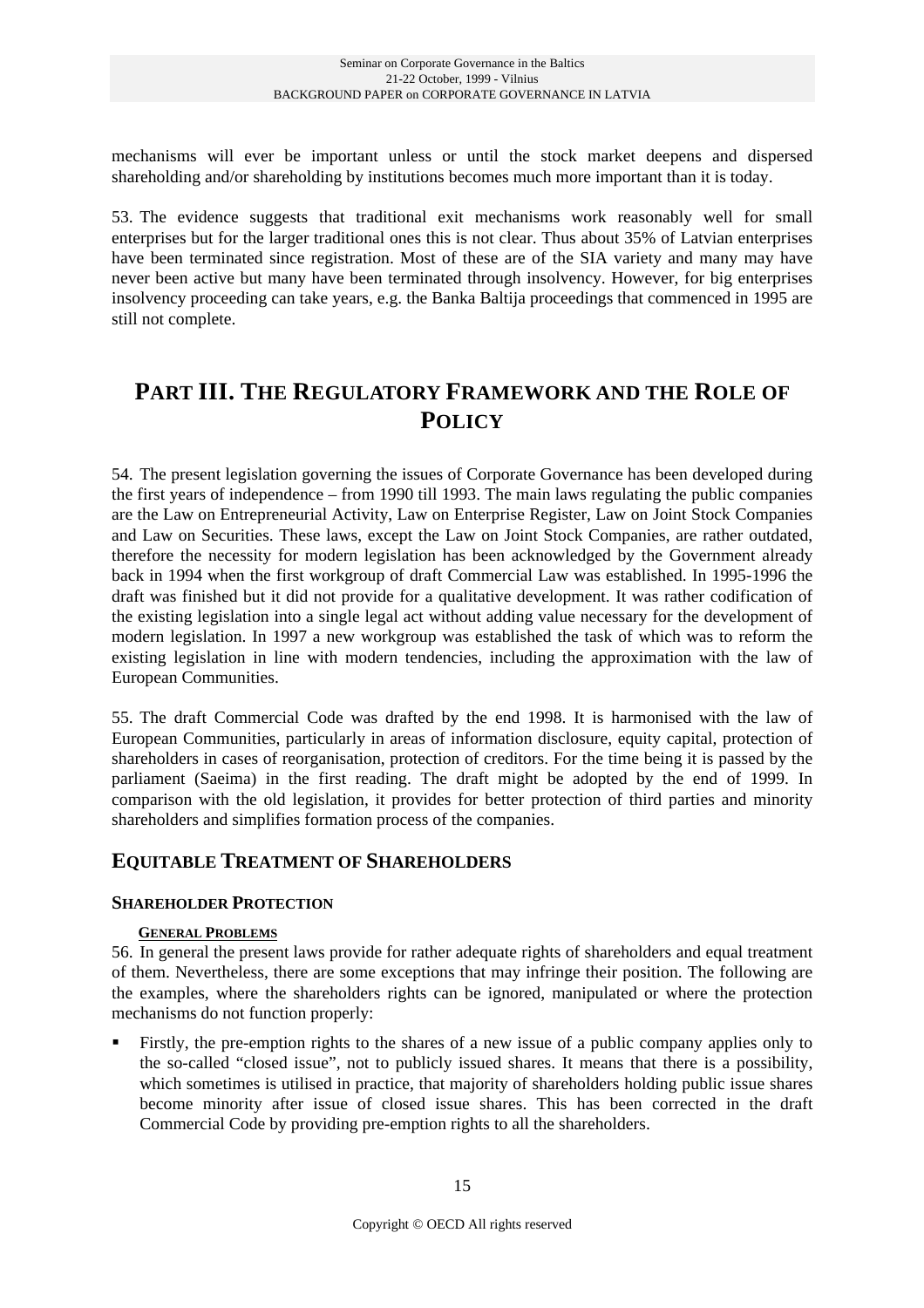mechanisms will ever be important unless or until the stock market deepens and dispersed shareholding and/or shareholding by institutions becomes much more important than it is today.

53. The evidence suggests that traditional exit mechanisms work reasonably well for small enterprises but for the larger traditional ones this is not clear. Thus about 35% of Latvian enterprises have been terminated since registration. Most of these are of the SIA variety and many may have never been active but many have been terminated through insolvency. However, for big enterprises insolvency proceeding can take years, e.g. the Banka Baltija proceedings that commenced in 1995 are still not complete.

# PART III. THE REGULATORY FRAMEWORK AND THE ROLE OF POLICY

54. The present legislation governing the issues of Corporate Governance has been developed during the first years of independence – from 1990 till 1993. The main laws regulating the public companies are the Law on Entrepreneurial Activity, Law on Enterprise Register, Law on Joint Stock Companies and Law on Securities. These laws, except the Law on Joint Stock Companies, are rather outdated, therefore the necessity for modern legislation has been acknowledged by the Government already back in 1994 when the first workgroup of draft Commercial Law was established. In 1995-1996 the draft was finished but it did not provide for a qualitative development. It was rather codification of the existing legislation into a single legal act without adding value necessary for the development of modern legislation. In 1997 a new workgroup was established the task of which was to reform the existing legislation in line with modern tendencies, including the approximation with the law of European Communities.

55. The draft Commercial Code was drafted by the end 1998. It is harmonised with the law of European Communities, particularly in areas of information disclosure, equity capital, protection of shareholders in cases of reorganisation, protection of creditors. For the time being it is passed by the parliament (Saeima) in the first reading. The draft might be adopted by the end of 1999. In comparison with the old legislation, it provides for better protection of third parties and minority shareholders and simplifies formation process of the companies.

## EQUITABLE TREATMENT OF SHAREHOLDERS

### SHAREHOLDER PROTECTION

#### GENERAL PROBLEMS

56. In general the present laws provide for rather adequate rights of shareholders and equal treatment of them. Nevertheless, there are some exceptions that may infringe their position. The following are the examples, where the shareholders rights can be ignored, manipulated or where the protection mechanisms do not function properly:

- Firstly, the pre-emption rights to the shares of a new issue of a public company applies only to the so-called "closed issue", not to publicly issued shares. It means that there is a possibility, which sometimes is utilised in practice, that majority of shareholders holding public issue shares become minority after issue of closed issue shares. This has been corrected in the draft Commercial Code by providing pre-emption rights to all the shareholders.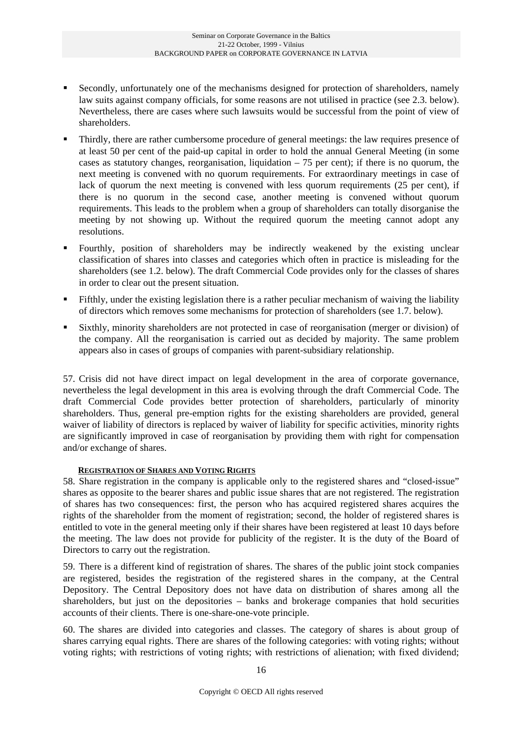- Secondly, unfortunately one of the mechanisms designed for protection of shareholders, namely law suits against company officials, for some reasons are not utilised in practice (see 2.3. below). Nevertheless, there are cases where such lawsuits would be successful from the point of view of shareholders.

- Thirdly, there are rather cumbersome procedure of general meetings: the law requires presence of at least 50 per cent of the paid-up capital in order to hold the annual General Meeting (in some cases as statutory changes, reorganisation, liquidation – 75 per cent); if there is no quorum, the next meeting is convened with no quorum requirements. For extraordinary meetings in case of lack of quorum the next meeting is convened with less quorum requirements (25 per cent), if there is no quorum in the second case, another meeting is convened without quorum requirements. This leads to the problem when a group of shareholders can totally disorganise the meeting by not showing up. Without the required quorum the meeting cannot adopt any resolutions.

- Fourthly, position of shareholders may be indirectly weakened by the existing unclear classification of shares into classes and categories which often in practice is misleading for the shareholders (see 1.2. below). The draft Commercial Code provides only for the classes of shares in order to clear out the present situation.

- Fifthly, under the existing legislation there is a rather peculiar mechanism of waiving the liability of directors which removes some mechanisms for protection of shareholders (see 1.7. below).

- Sixthly, minority shareholders are not protected in case of reorganisation (merger or division) of the company. All the reorganisation is carried out as decided by majority. The same problem appears also in cases of groups of companies with parent-subsidiary relationship.

57. Crisis did not have direct impact on legal development in the area of corporate governance, nevertheless the legal development in this area is evolving through the draft Commercial Code. The draft Commercial Code provides better protection of shareholders, particularly of minority shareholders. Thus, general pre-emption rights for the existing shareholders are provided, general waiver of liability of directors is replaced by waiver of liability for specific activities, minority rights are significantly improved in case of reorganisation by providing them with right for compensation and/or exchange of shares.

#### REGISTRATION OF SHARES AND VOTING RIGHTS

58. Share registration in the company is applicable only to the registered shares and "closed-issue" shares as opposite to the bearer shares and public issue shares that are not registered. The registration of shares has two consequences: first, the person who has acquired registered shares acquires the rights of the shareholder from the moment of registration; second, the holder of registered shares is entitled to vote in the general meeting only if their shares have been registered at least 10 days before the meeting. The law does not provide for publicity of the register. It is the duty of the Board of Directors to carry out the registration.

59. There is a different kind of registration of shares. The shares of the public joint stock companies are registered, besides the registration of the registered shares in the company, at the Central Depository. The Central Depository does not have data on distribution of shares among all the shareholders, but just on the depositories – banks and brokerage companies that hold securities accounts of their clients. There is one-share-one-vote principle.

60. The shares are divided into categories and classes. The category of shares is about group of shares carrying equal rights. There are shares of the following categories: with voting rights; without voting rights; with restrictions of voting rights; with restrictions of alienation; with fixed dividend;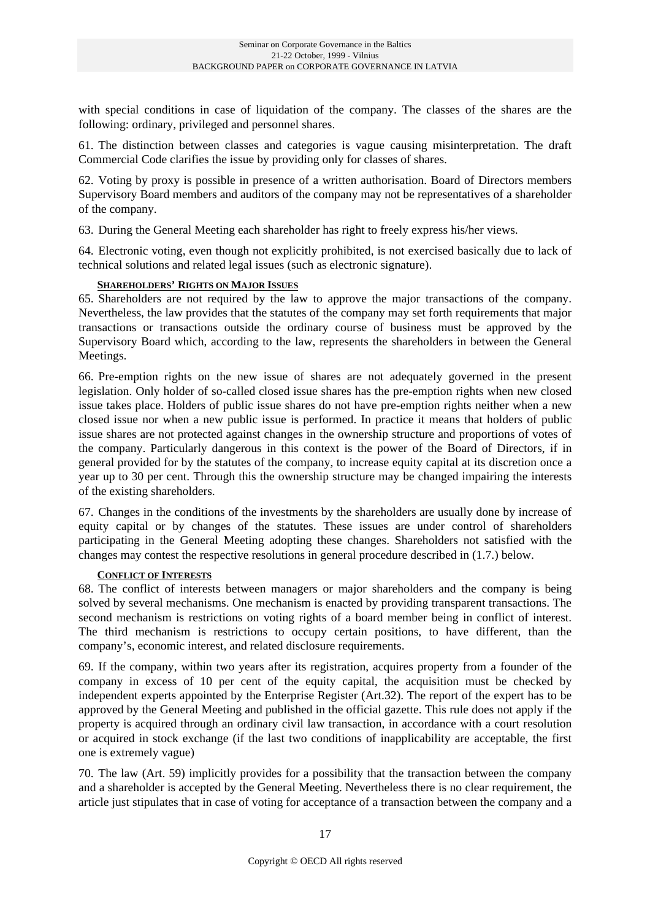with special conditions in case of liquidation of the company. The classes of the shares are the following: ordinary, privileged and personnel shares.

61. The distinction between classes and categories is vague causing misinterpretation. The draft Commercial Code clarifies the issue by providing only for classes of shares.

62. Voting by proxy is possible in presence of a written authorisation. Board of Directors members Supervisory Board members and auditors of the company may not be representatives of a shareholder of the company.

63. During the General Meeting each shareholder has right to freely express his/her views.

64. Electronic voting, even though not explicitly prohibited, is not exercised basically due to lack of technical solutions and related legal issues (such as electronic signature).

#### SHAREHOLDERS' RIGHTS ON MAJOR ISSUES

65. Shareholders are not required by the law to approve the major transactions of the company. Nevertheless, the law provides that the statutes of the company may set forth requirements that major transactions or transactions outside the ordinary course of business must be approved by the Supervisory Board which, according to the law, represents the shareholders in between the General Meetings.

66. Pre-emption rights on the new issue of shares are not adequately governed in the present legislation. Only holder of so-called closed issue shares has the pre-emption rights when new closed issue takes place. Holders of public issue shares do not have pre-emption rights neither when a new closed issue nor when a new public issue is performed. In practice it means that holders of public issue shares are not protected against changes in the ownership structure and proportions of votes of the company. Particularly dangerous in this context is the power of the Board of Directors, if in general provided for by the statutes of the company, to increase equity capital at its discretion once a year up to 30 per cent. Through this the ownership structure may be changed impairing the interests of the existing shareholders.

67. Changes in the conditions of the investments by the shareholders are usually done by increase of equity capital or by changes of the statutes. These issues are under control of shareholders participating in the General Meeting adopting these changes. Shareholders not satisfied with the changes may contest the respective resolutions in general procedure described in (1.7.) below.

#### CONFLICT OF INTERESTS

68. The conflict of interests between managers or major shareholders and the company is being solved by several mechanisms. One mechanism is enacted by providing transparent transactions. The second mechanism is restrictions on voting rights of a board member being in conflict of interest. The third mechanism is restrictions to occupy certain positions, to have different, than the company's, economic interest, and related disclosure requirements.

69. If the company, within two years after its registration, acquires property from a founder of the company in excess of 10 per cent of the equity capital, the acquisition must be checked by independent experts appointed by the Enterprise Register (Art.32). The report of the expert has to be approved by the General Meeting and published in the official gazette. This rule does not apply if the property is acquired through an ordinary civil law transaction, in accordance with a court resolution or acquired in stock exchange (if the last two conditions of inapplicability are acceptable, the first one is extremely vague)

70. The law (Art. 59) implicitly provides for a possibility that the transaction between the company and a shareholder is accepted by the General Meeting. Nevertheless there is no clear requirement, the article just stipulates that in case of voting for acceptance of a transaction between the company and a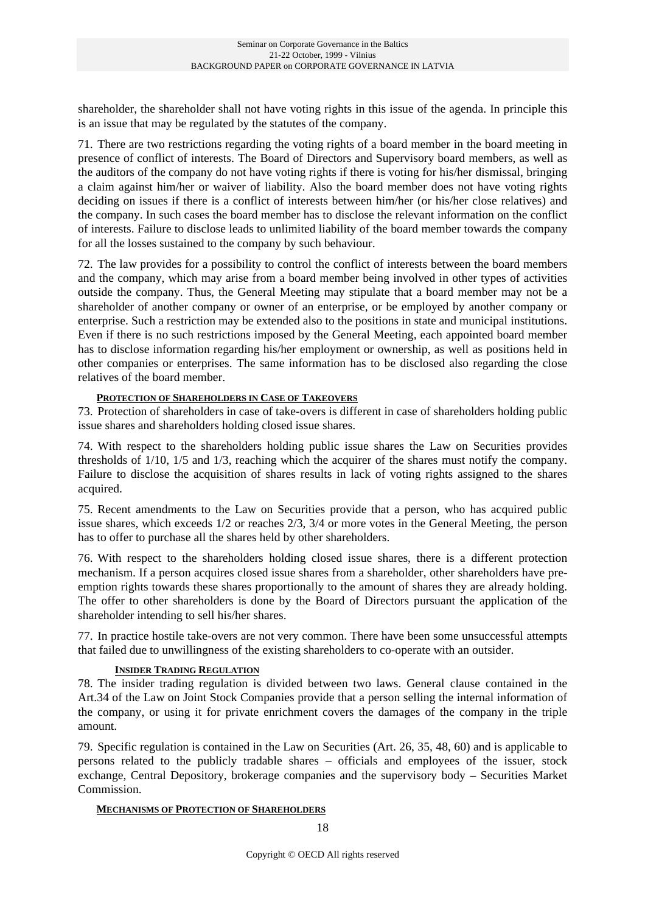shareholder, the shareholder shall not have voting rights in this issue of the agenda. In principle this is an issue that may be regulated by the statutes of the company.

71. There are two restrictions regarding the voting rights of a board member in the board meeting in presence of conflict of interests. The Board of Directors and Supervisory board members, as well as the auditors of the company do not have voting rights if there is voting for his/her dismissal, bringing a claim against him/her or waiver of liability. Also the board member does not have voting rights deciding on issues if there is a conflict of interests between him/her (or his/her close relatives) and the company. In such cases the board member has to disclose the relevant information on the conflict of interests. Failure to disclose leads to unlimited liability of the board member towards the company for all the losses sustained to the company by such behaviour.

72. The law provides for a possibility to control the conflict of interests between the board members and the company, which may arise from a board member being involved in other types of activities outside the company. Thus, the General Meeting may stipulate that a board member may not be a shareholder of another company or owner of an enterprise, or be employed by another company or enterprise. Such a restriction may be extended also to the positions in state and municipal institutions. Even if there is no such restrictions imposed by the General Meeting, each appointed board member has to disclose information regarding his/her employment or ownership, as well as positions held in other companies or enterprises. The same information has to be disclosed also regarding the close relatives of the board member.

#### Protection of Shareholders in Case of Takeovers

73. Protection of shareholders in case of take-overs is different in case of shareholders holding public issue shares and shareholders holding closed issue shares.

74. With respect to the shareholders holding public issue shares the Law on Securities provides thresholds of 1/10, 1/5 and 1/3, reaching which the acquirer of the shares must notify the company. Failure to disclose the acquisition of shares results in lack of voting rights assigned to the shares acquired.

75. Recent amendments to the Law on Securities provide that a person, who has acquired public issue shares, which exceeds 1/2 or reaches 2/3, 3/4 or more votes in the General Meeting, the person has to offer to purchase all the shares held by other shareholders.

76. With respect to the shareholders holding closed issue shares, there is a different protection mechanism. If a person acquires closed issue shares from a shareholder, other shareholders have pre-emption rights towards these shares proportionally to the amount of shares they are already holding. The offer to other shareholders is done by the Board of Directors pursuant the application of the shareholder intending to sell his/her shares.

77. In practice hostile take-overs are not very common. There have been some unsuccessful attempts that failed due to unwillingness of the existing shareholders to co-operate with an outsider.

#### Insider Trading Regulation

78. The insider trading regulation is divided between two laws. General clause contained in the Art.34 of the Law on Joint Stock Companies provide that a person selling the internal information of the company, or using it for private enrichment covers the damages of the company in the triple amount.

79. Specific regulation is contained in the Law on Securities (Art. 26, 35, 48, 60) and is applicable to persons related to the publicly tradable shares – officials and employees of the issuer, stock exchange, Central Depository, brokerage companies and the supervisory body – Securities Market Commission.

#### Mechanisms of Protection of Shareholders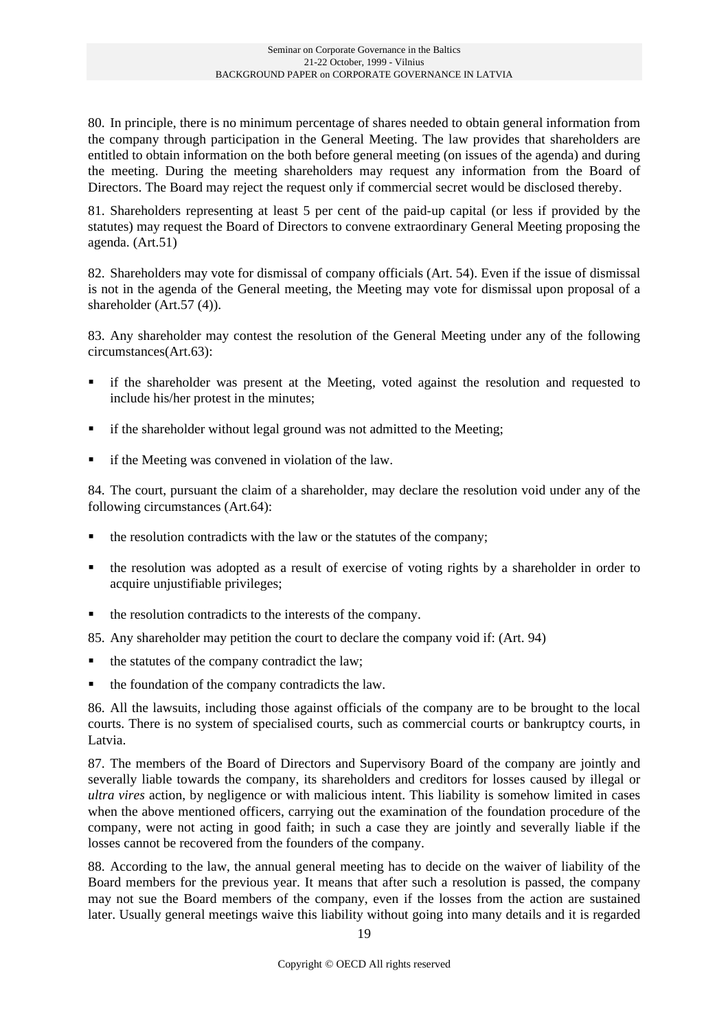80. In principle, there is no minimum percentage of shares needed to obtain general information from the company through participation in the General Meeting. The law provides that shareholders are entitled to obtain information on the both before general meeting (on issues of the agenda) and during the meeting. During the meeting shareholders may request any information from the Board of Directors. The Board may reject the request only if commercial secret would be disclosed thereby.

81. Shareholders representing at least 5 per cent of the paid-up capital (or less if provided by the statutes) may request the Board of Directors to convene extraordinary General Meeting proposing the agenda. (Art.51)

82. Shareholders may vote for dismissal of company officials (Art. 54). Even if the issue of dismissal is not in the agenda of the General meeting, the Meeting may vote for dismissal upon proposal of a shareholder (Art.57 (4)).

83. Any shareholder may contest the resolution of the General Meeting under any of the following circumstances(Art.63):

- if the shareholder was present at the Meeting, voted against the resolution and requested to include his/her protest in the minutes;
- if the shareholder without legal ground was not admitted to the Meeting;
- if the Meeting was convened in violation of the law.

84. The court, pursuant the claim of a shareholder, may declare the resolution void under any of the following circumstances (Art.64):

- the resolution contradicts with the law or the statutes of the company;
- the resolution was adopted as a result of exercise of voting rights by a shareholder in order to acquire unjustifiable privileges;
- the resolution contradicts to the interests of the company.

85. Any shareholder may petition the court to declare the company void if: (Art. 94)

- the statutes of the company contradict the law;
- the foundation of the company contradicts the law.

86. All the lawsuits, including those against officials of the company are to be brought to the local courts. There is no system of specialised courts, such as commercial courts or bankruptcy courts, in Latvia.

87. The members of the Board of Directors and Supervisory Board of the company are jointly and severally liable towards the company, its shareholders and creditors for losses caused by illegal or *ultra vires* action, by negligence or with malicious intent. This liability is somehow limited in cases when the above mentioned officers, carrying out the examination of the foundation procedure of the company, were not acting in good faith; in such a case they are jointly and severally liable if the losses cannot be recovered from the founders of the company.

88. According to the law, the annual general meeting has to decide on the waiver of liability of the Board members for the previous year. It means that after such a resolution is passed, the company may not sue the Board members of the company, even if the losses from the action are sustained later. Usually general meetings waive this liability without going into many details and it is regarded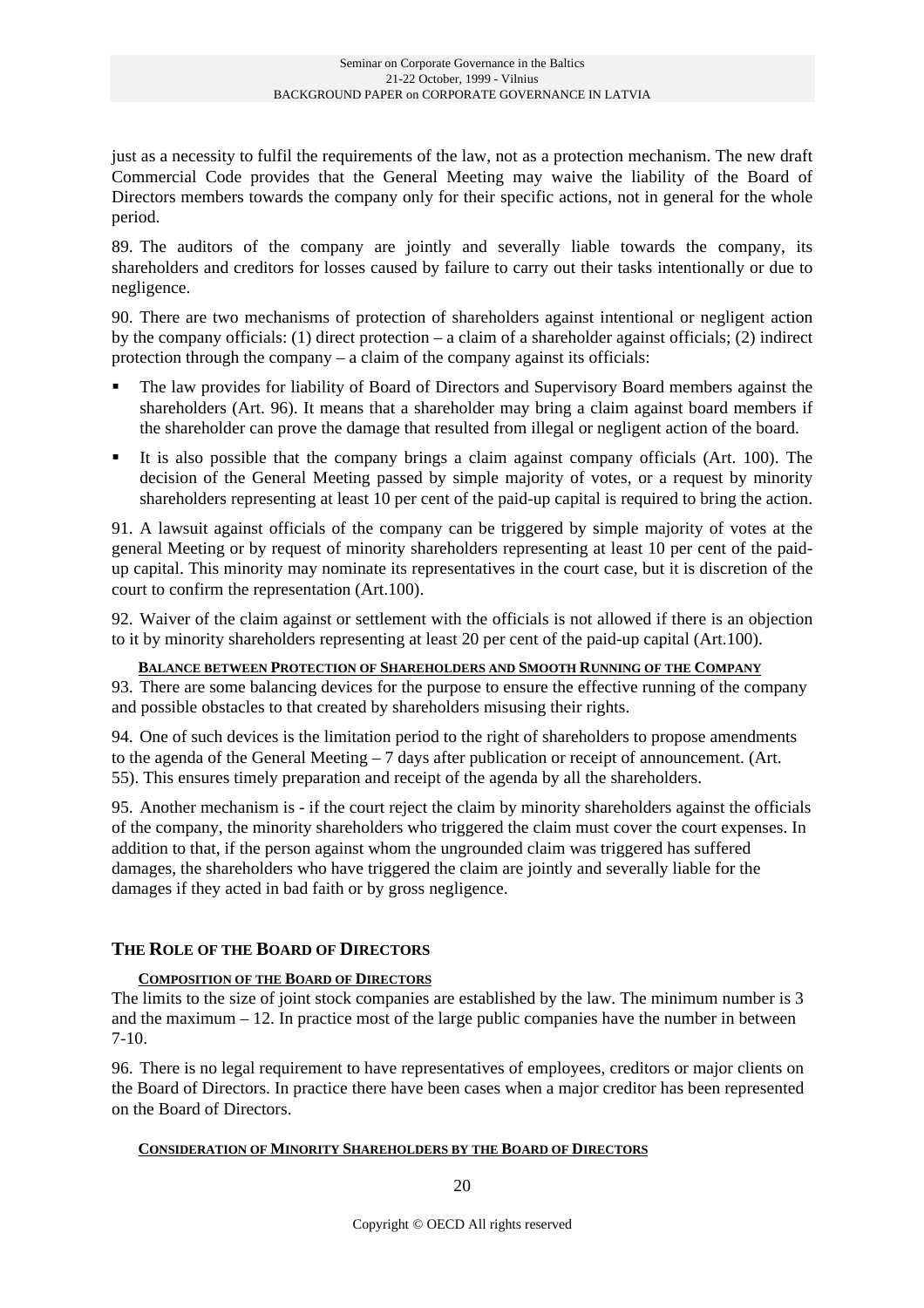just as a necessity to fulfil the requirements of the law, not as a protection mechanism. The new draft Commercial Code provides that the General Meeting may waive the liability of the Board of Directors members towards the company only for their specific actions, not in general for the whole period.

89. The auditors of the company are jointly and severally liable towards the company, its shareholders and creditors for losses caused by failure to carry out their tasks intentionally or due to negligence.

90. There are two mechanisms of protection of shareholders against intentional or negligent action by the company officials: (1) direct protection – a claim of a shareholder against officials; (2) indirect protection through the company – a claim of the company against its officials:

- The law provides for liability of Board of Directors and Supervisory Board members against the shareholders (Art. 96). It means that a shareholder may bring a claim against board members if the shareholder can prove the damage that resulted from illegal or negligent action of the board.
- It is also possible that the company brings a claim against company officials (Art. 100). The decision of the General Meeting passed by simple majority of votes, or a request by minority shareholders representing at least 10 per cent of the paid-up capital is required to bring the action.

91. A lawsuit against officials of the company can be triggered by simple majority of votes at the general Meeting or by request of minority shareholders representing at least 10 per cent of the paid-up capital. This minority may nominate its representatives in the court case, but it is discretion of the court to confirm the representation (Art.100).

92. Waiver of the claim against or settlement with the officials is not allowed if there is an objection to it by minority shareholders representing at least 20 per cent of the paid-up capital (Art.100).

#### Balance between Protection of Shareholders and Smooth Running of the Company

93. There are some balancing devices for the purpose to ensure the effective running of the company and possible obstacles to that created by shareholders misusing their rights.

94. One of such devices is the limitation period to the right of shareholders to propose amendments to the agenda of the General Meeting – 7 days after publication or receipt of announcement. (Art. 55). This ensures timely preparation and receipt of the agenda by all the shareholders.

95. Another mechanism is - if the court reject the claim by minority shareholders against the officials of the company, the minority shareholders who triggered the claim must cover the court expenses. In addition to that, if the person against whom the ungrounded claim was triggered has suffered damages, the shareholders who have triggered the claim are jointly and severally liable for the damages if they acted in bad faith or by gross negligence.

### The Role of the Board of Directors

#### Composition of the Board of Directors

The limits to the size of joint stock companies are established by the law. The minimum number is 3 and the maximum – 12. In practice most of the large public companies have the number in between 7-10.

96. There is no legal requirement to have representatives of employees, creditors or major clients on the Board of Directors. In practice there have been cases when a major creditor has been represented on the Board of Directors.

#### Consideration of Minority Shareholders by the Board of Directors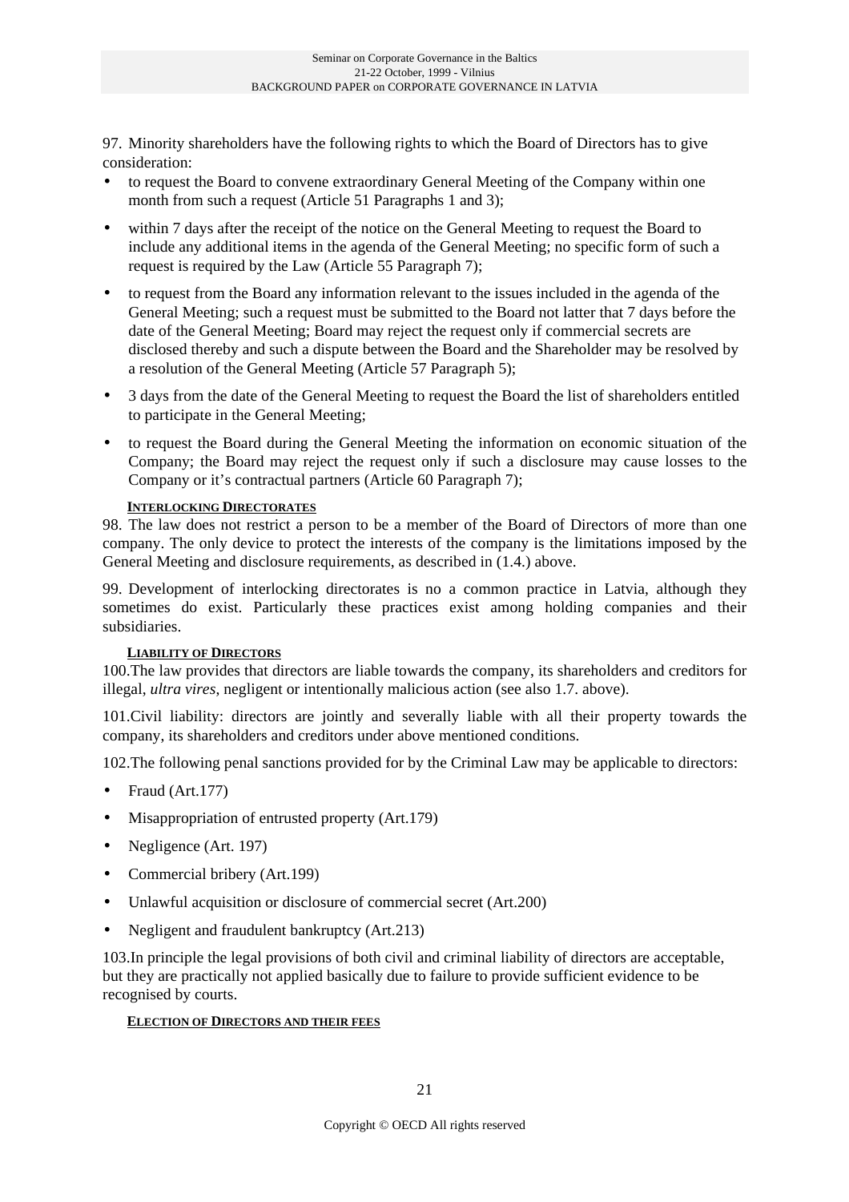97. Minority shareholders have the following rights to which the Board of Directors has to give consideration:

- to request the Board to convene extraordinary General Meeting of the Company within one month from such a request (Article 51 Paragraphs 1 and 3);
- within 7 days after the receipt of the notice on the General Meeting to request the Board to include any additional items in the agenda of the General Meeting; no specific form of such a request is required by the Law (Article 55 Paragraph 7);
- to request from the Board any information relevant to the issues included in the agenda of the General Meeting; such a request must be submitted to the Board not latter that 7 days before the date of the General Meeting; Board may reject the request only if commercial secrets are disclosed thereby and such a dispute between the Board and the Shareholder may be resolved by a resolution of the General Meeting (Article 57 Paragraph 5);
- 3 days from the date of the General Meeting to request the Board the list of shareholders entitled to participate in the General Meeting;
- to request the Board during the General Meeting the information on economic situation of the Company; the Board may reject the request only if such a disclosure may cause losses to the Company or it's contractual partners (Article 60 Paragraph 7);

#### INTERLOCKING DIRECTORATES

98. The law does not restrict a person to be a member of the Board of Directors of more than one company. The only device to protect the interests of the company is the limitations imposed by the General Meeting and disclosure requirements, as described in (1.4.) above.

99. Development of interlocking directorates is no a common practice in Latvia, although they sometimes do exist. Particularly these practices exist among holding companies and their subsidiaries.

#### LIABILITY OF DIRECTORS

100.The law provides that directors are liable towards the company, its shareholders and creditors for illegal, *ultra vires*, negligent or intentionally malicious action (see also 1.7. above).

101.Civil liability: directors are jointly and severally liable with all their property towards the company, its shareholders and creditors under above mentioned conditions.

102.The following penal sanctions provided for by the Criminal Law may be applicable to directors:

- Fraud (Art.177)
- Misappropriation of entrusted property (Art.179)
- Negligence (Art. 197)
- Commercial bribery (Art.199)
- Unlawful acquisition or disclosure of commercial secret (Art.200)
- Negligent and fraudulent bankruptcy (Art.213)

103.In principle the legal provisions of both civil and criminal liability of directors are acceptable, but they are practically not applied basically due to failure to provide sufficient evidence to be recognised by courts.

#### ELECTION OF DIRECTORS AND THEIR FEES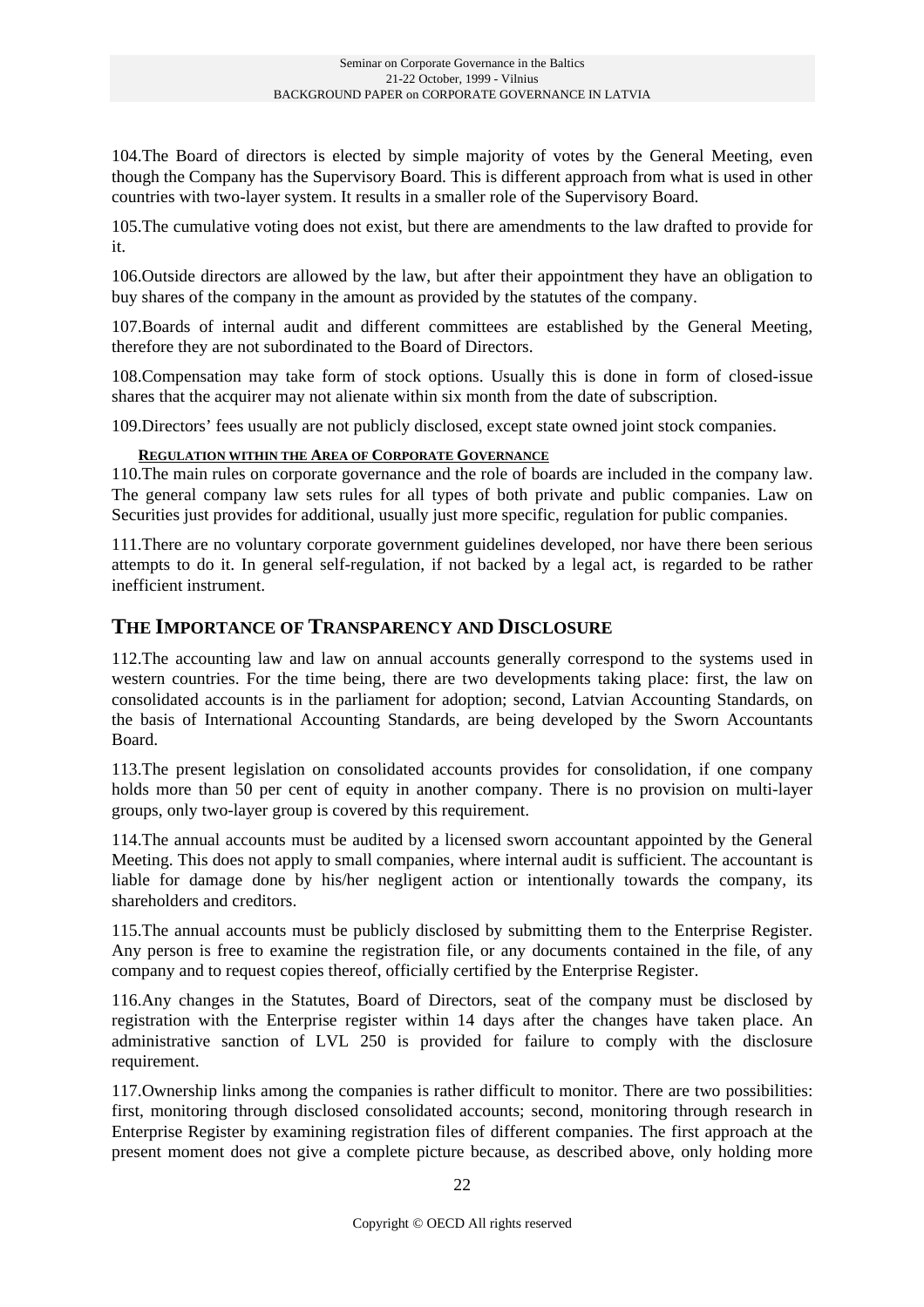104.The Board of directors is elected by simple majority of votes by the General Meeting, even though the Company has the Supervisory Board. This is different approach from what is used in other countries with two-layer system. It results in a smaller role of the Supervisory Board.

105.The cumulative voting does not exist, but there are amendments to the law drafted to provide for it.

106.Outside directors are allowed by the law, but after their appointment they have an obligation to buy shares of the company in the amount as provided by the statutes of the company.

107.Boards of internal audit and different committees are established by the General Meeting, therefore they are not subordinated to the Board of Directors.

108.Compensation may take form of stock options. Usually this is done in form of closed-issue shares that the acquirer may not alienate within six month from the date of subscription.

109.Directors' fees usually are not publicly disclosed, except state owned joint stock companies.

#### Regulation within the Area of Corporate Governance

110.The main rules on corporate governance and the role of boards are included in the company law. The general company law sets rules for all types of both private and public companies. Law on Securities just provides for additional, usually just more specific, regulation for public companies.

111.There are no voluntary corporate government guidelines developed, nor have there been serious attempts to do it. In general self-regulation, if not backed by a legal act, is regarded to be rather inefficient instrument.

## The Importance of Transparency and Disclosure

112.The accounting law and law on annual accounts generally correspond to the systems used in western countries. For the time being, there are two developments taking place: first, the law on consolidated accounts is in the parliament for adoption; second, Latvian Accounting Standards, on the basis of International Accounting Standards, are being developed by the Sworn Accountants Board.

113.The present legislation on consolidated accounts provides for consolidation, if one company holds more than 50 per cent of equity in another company. There is no provision on multi-layer groups, only two-layer group is covered by this requirement.

114.The annual accounts must be audited by a licensed sworn accountant appointed by the General Meeting. This does not apply to small companies, where internal audit is sufficient. The accountant is liable for damage done by his/her negligent action or intentionally towards the company, its shareholders and creditors.

115.The annual accounts must be publicly disclosed by submitting them to the Enterprise Register. Any person is free to examine the registration file, or any documents contained in the file, of any company and to request copies thereof, officially certified by the Enterprise Register.

116.Any changes in the Statutes, Board of Directors, seat of the company must be disclosed by registration with the Enterprise register within 14 days after the changes have taken place. An administrative sanction of LVL 250 is provided for failure to comply with the disclosure requirement.

117.Ownership links among the companies is rather difficult to monitor. There are two possibilities: first, monitoring through disclosed consolidated accounts; second, monitoring through research in Enterprise Register by examining registration files of different companies. The first approach at the present moment does not give a complete picture because, as described above, only holding more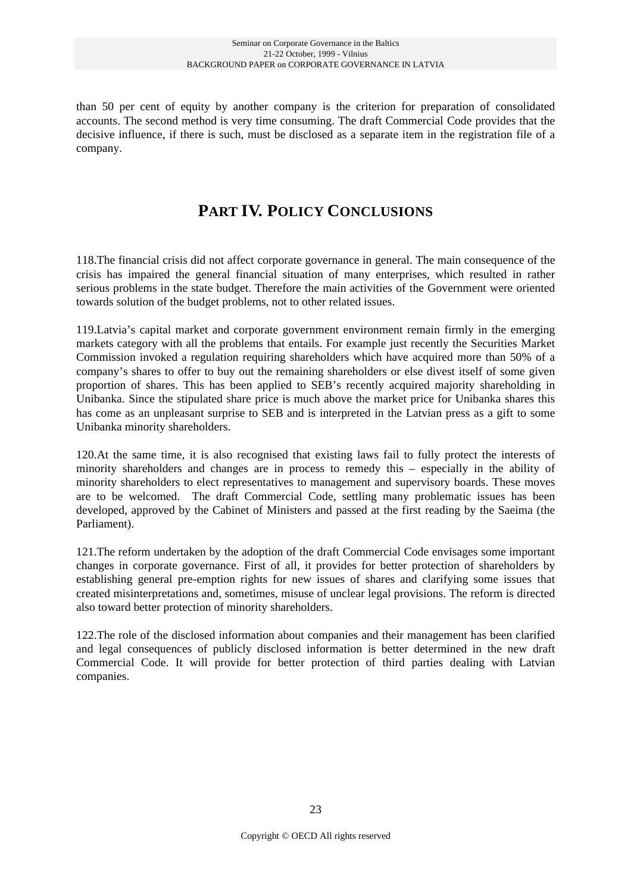than 50 per cent of equity by another company is the criterion for preparation of consolidated accounts. The second method is very time consuming. The draft Commercial Code provides that the decisive influence, if there is such, must be disclosed as a separate item in the registration file of a company.

# PART IV. POLICY CONCLUSIONS

118.The financial crisis did not affect corporate governance in general. The main consequence of the crisis has impaired the general financial situation of many enterprises, which resulted in rather serious problems in the state budget. Therefore the main activities of the Government were oriented towards solution of the budget problems, not to other related issues.

119.Latvia's capital market and corporate government environment remain firmly in the emerging markets category with all the problems that entails. For example just recently the Securities Market Commission invoked a regulation requiring shareholders which have acquired more than 50% of a company's shares to offer to buy out the remaining shareholders or else divest itself of some given proportion of shares. This has been applied to SEB's recently acquired majority shareholding in Unibanka. Since the stipulated share price is much above the market price for Unibanka shares this has come as an unpleasant surprise to SEB and is interpreted in the Latvian press as a gift to some Unibanka minority shareholders.

120.At the same time, it is also recognised that existing laws fail to fully protect the interests of minority shareholders and changes are in process to remedy this – especially in the ability of minority shareholders to elect representatives to management and supervisory boards. These moves are to be welcomed. The draft Commercial Code, settling many problematic issues has been developed, approved by the Cabinet of Ministers and passed at the first reading by the Saeima (the Parliament).

121.The reform undertaken by the adoption of the draft Commercial Code envisages some important changes in corporate governance. First of all, it provides for better protection of shareholders by establishing general pre-emption rights for new issues of shares and clarifying some issues that created misinterpretations and, sometimes, misuse of unclear legal provisions. The reform is directed also toward better protection of minority shareholders.

122.The role of the disclosed information about companies and their management has been clarified and legal consequences of publicly disclosed information is better determined in the new draft Commercial Code. It will provide for better protection of third parties dealing with Latvian companies.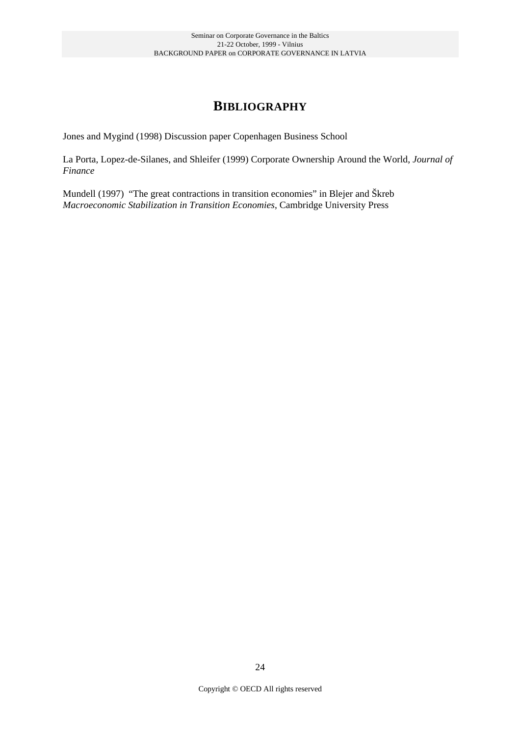# BIBLIOGRAPHY

Jones and Mygind (1998) Discussion paper Copenhagen Business School

La Porta, Lopez-de-Silanes, and Shleifer (1999) Corporate Ownership Around the World, *Journal of Finance*

Mundell (1997) "The great contractions in transition economies" in Blejer and Škreb *Macroeconomic Stabilization in Transition Economies*, Cambridge University Press